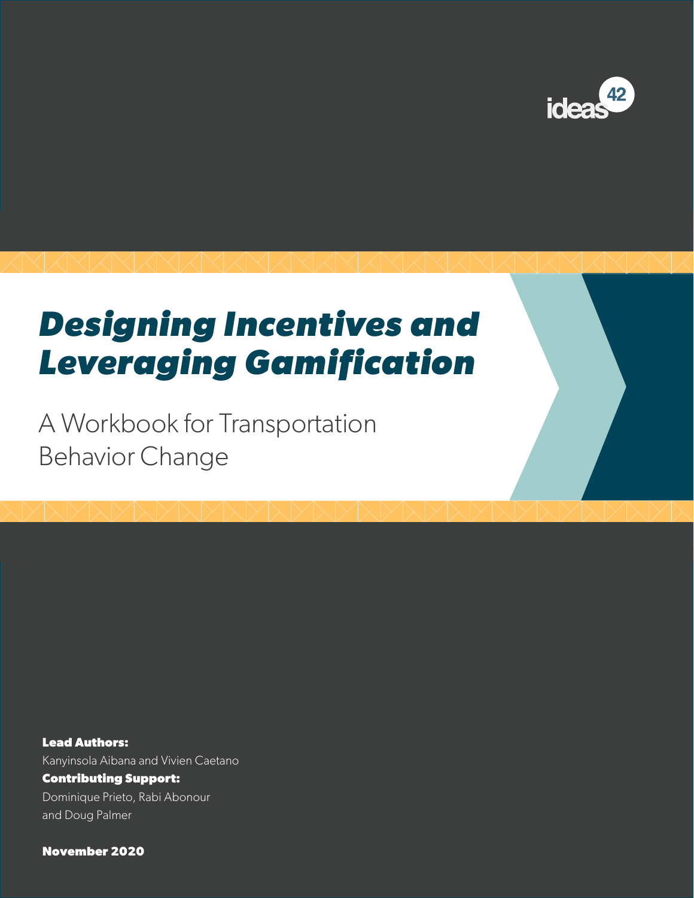ideas42

# *Designing Incentives and Leveraging Gamification*

A Workbook for Transportation Behavior Change

**Lead Authors:**
Kanyinsola Aibana and Vivien Caetano

**Contributing Support:**
Dominique Prieto, Rabi Abonour and Doug Palmer

**November 2020**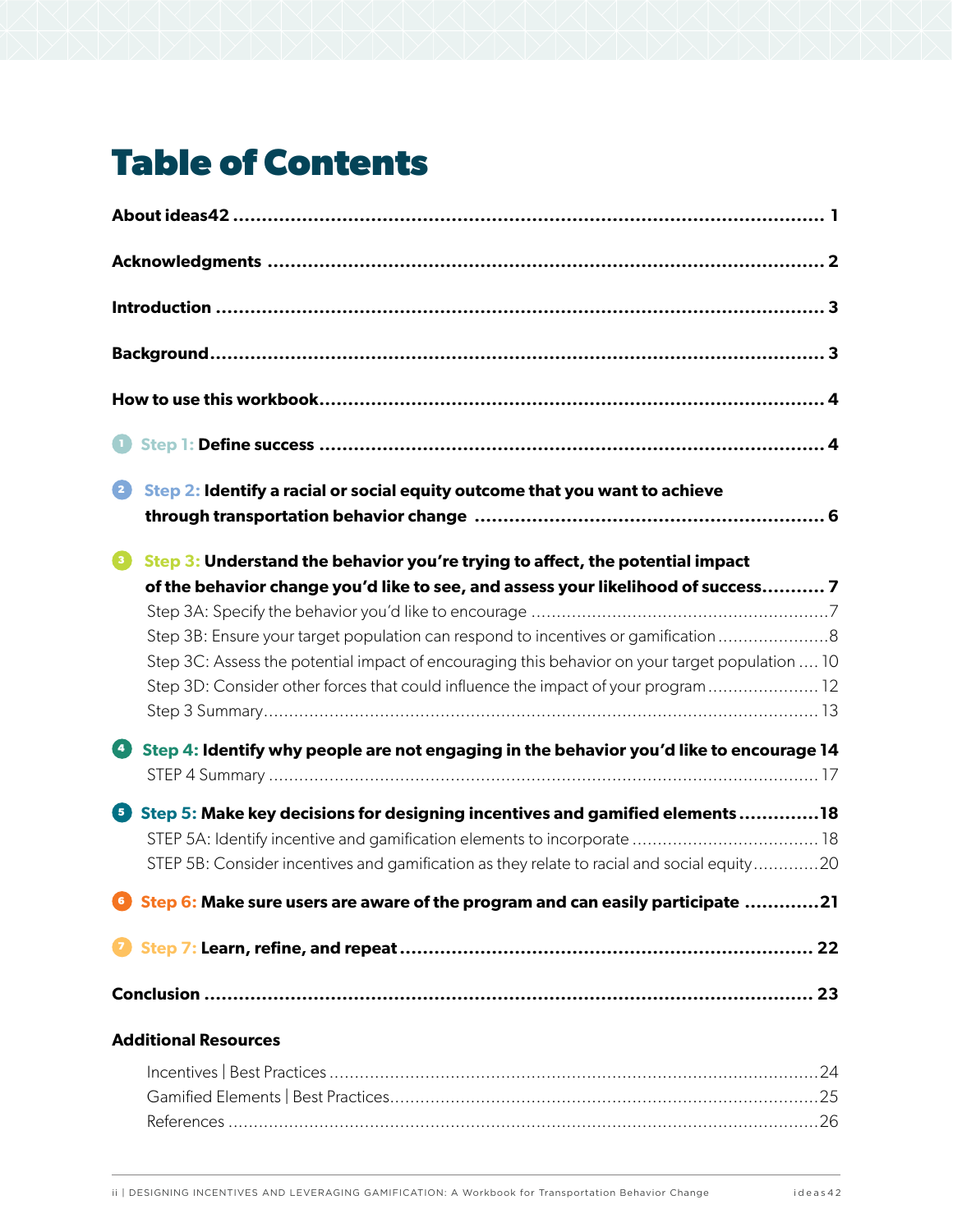# Table of Contents

**About ideas42** ........................................................................................................ **1**

**Acknowledgments** ....................................................................................................... **2**

**Introduction** ............................................................................................................. **3**

**Background**.............................................................................................................. **3**

**How to use this workbook**.......................................................................................... **4**

**Step 1: Define success** .............................................................................................. **4**

**Step 2: Identify a racial or social equity outcome that you want to achieve through transportation behavior change** ............................................................ **6**

**Step 3: Understand the behavior you're trying to affect, the potential impact of the behavior change you'd like to see, and assess your likelihood of success**........... **7**

- Step 3A: Specify the behavior you'd like to encourage ..........................................................7
- Step 3B: Ensure your target population can respond to incentives or gamification ......................8
- Step 3C: Assess the potential impact of encouraging this behavior on your target population .... 10
- Step 3D: Consider other forces that could influence the impact of your program ...................... 12
- Step 3 Summary.............................................................................................................. 13

**Step 4: Identify why people are not engaging in the behavior you'd like to encourage 14**

- STEP 4 Summary ............................................................................................................ 17

**Step 5: Make key decisions for designing incentives and gamified elements** ..............**18**

- STEP 5A: Identify incentive and gamification elements to incorporate .................................... 18
- STEP 5B: Consider incentives and gamification as they relate to racial and social equity.............20

**Step 6: Make sure users are aware of the program and can easily participate** .............**21**

**Step 7: Learn, refine, and repeat** ........................................................................ **22**

**Conclusion** ............................................................................................................. **23**

**Additional Resources**

- Incentives | Best Practices ................................................................................................24
- Gamified Elements | Best Practices...................................................................................25
- References .......................................................................................................................26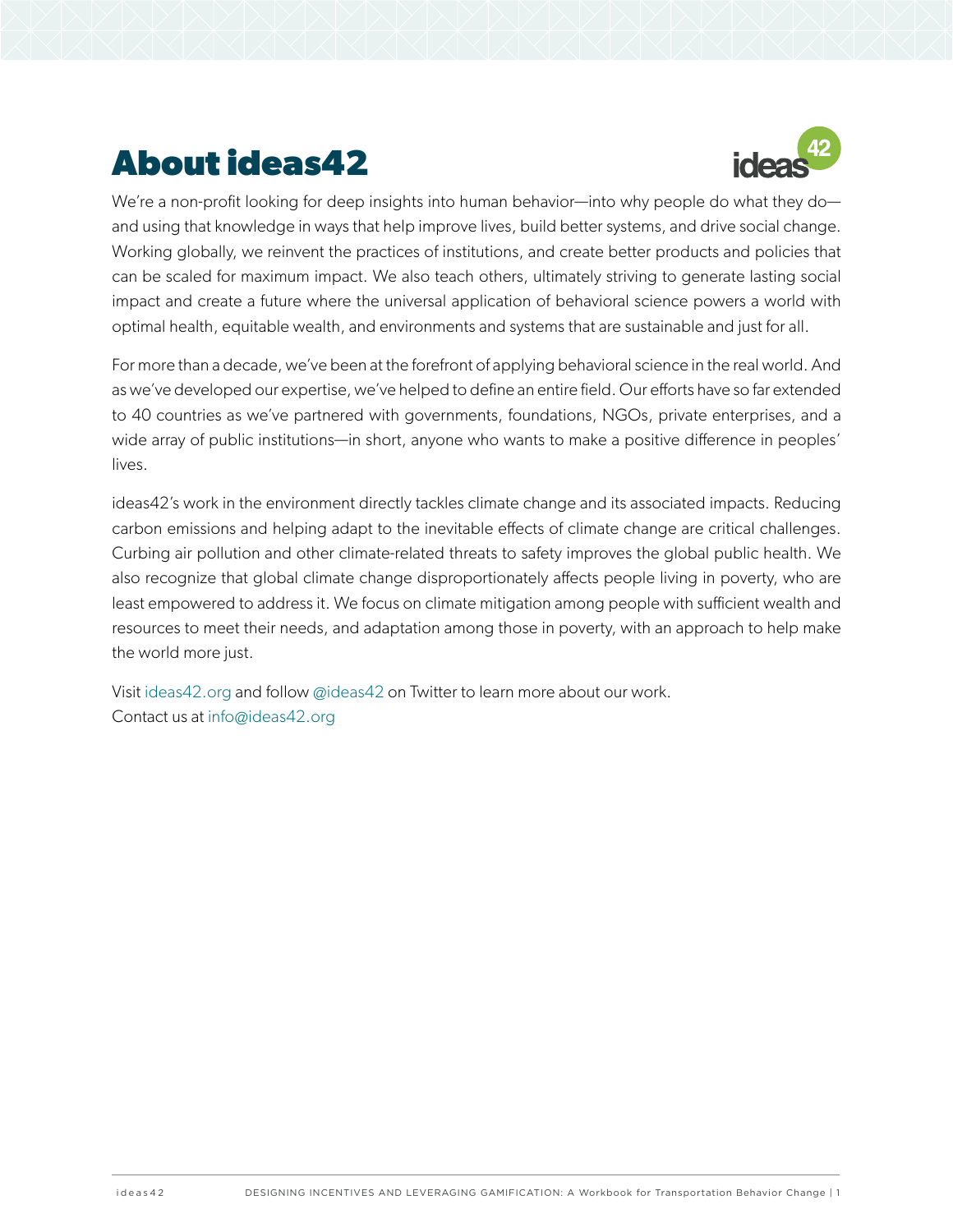# About ideas42

We're a non-profit looking for deep insights into human behavior—into why people do what they do—and using that knowledge in ways that help improve lives, build better systems, and drive social change. Working globally, we reinvent the practices of institutions, and create better products and policies that can be scaled for maximum impact. We also teach others, ultimately striving to generate lasting social impact and create a future where the universal application of behavioral science powers a world with optimal health, equitable wealth, and environments and systems that are sustainable and just for all.

For more than a decade, we've been at the forefront of applying behavioral science in the real world. And as we've developed our expertise, we've helped to define an entire field. Our efforts have so far extended to 40 countries as we've partnered with governments, foundations, NGOs, private enterprises, and a wide array of public institutions—in short, anyone who wants to make a positive difference in peoples' lives.

ideas42's work in the environment directly tackles climate change and its associated impacts. Reducing carbon emissions and helping adapt to the inevitable effects of climate change are critical challenges. Curbing air pollution and other climate-related threats to safety improves the global public health. We also recognize that global climate change disproportionately affects people living in poverty, who are least empowered to address it. We focus on climate mitigation among people with sufficient wealth and resources to meet their needs, and adaptation among those in poverty, with an approach to help make the world more just.

Visit ideas42.org and follow @ideas42 on Twitter to learn more about our work.
Contact us at info@ideas42.org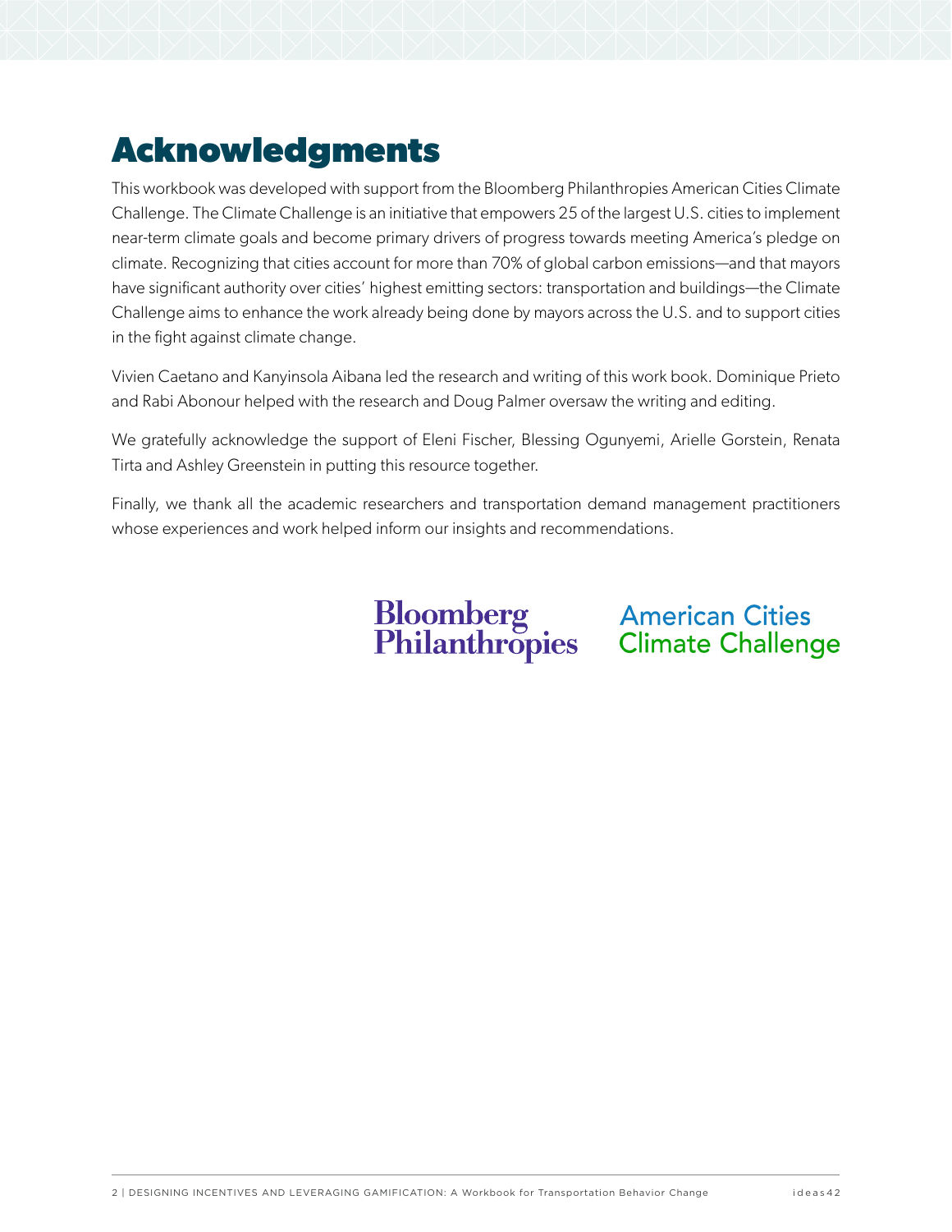# Acknowledgments

This workbook was developed with support from the Bloomberg Philanthropies American Cities Climate Challenge. The Climate Challenge is an initiative that empowers 25 of the largest U.S. cities to implement near-term climate goals and become primary drivers of progress towards meeting America's pledge on climate. Recognizing that cities account for more than 70% of global carbon emissions—and that mayors have significant authority over cities' highest emitting sectors: transportation and buildings—the Climate Challenge aims to enhance the work already being done by mayors across the U.S. and to support cities in the fight against climate change.

Vivien Caetano and Kanyinsola Aibana led the research and writing of this work book. Dominique Prieto and Rabi Abonour helped with the research and Doug Palmer oversaw the writing and editing.

We gratefully acknowledge the support of Eleni Fischer, Blessing Ogunyemi, Arielle Gorstein, Renata Tirta and Ashley Greenstein in putting this resource together.

Finally, we thank all the academic researchers and transportation demand management practitioners whose experiences and work helped inform our insights and recommendations.

Bloomberg Philanthropies

American Cities Climate Challenge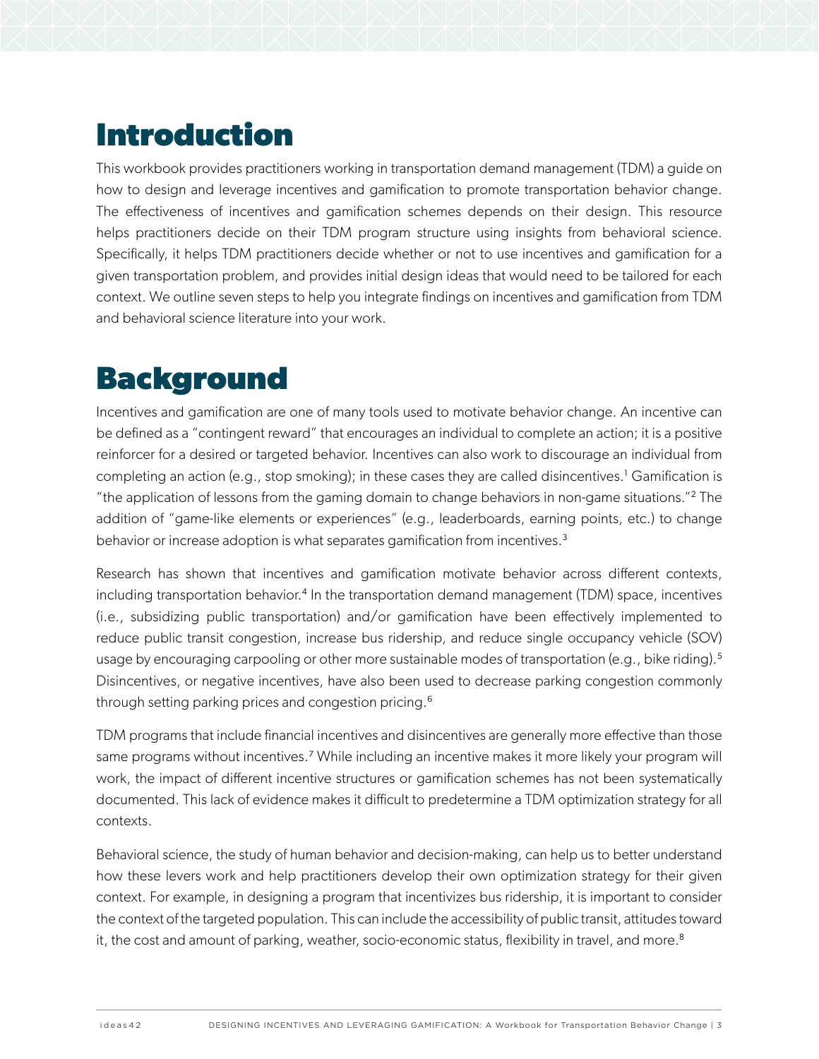# Introduction

This workbook provides practitioners working in transportation demand management (TDM) a guide on how to design and leverage incentives and gamification to promote transportation behavior change. The effectiveness of incentives and gamification schemes depends on their design. This resource helps practitioners decide on their TDM program structure using insights from behavioral science. Specifically, it helps TDM practitioners decide whether or not to use incentives and gamification for a given transportation problem, and provides initial design ideas that would need to be tailored for each context. We outline seven steps to help you integrate findings on incentives and gamification from TDM and behavioral science literature into your work.

# Background

Incentives and gamification are one of many tools used to motivate behavior change. An incentive can be defined as a "contingent reward" that encourages an individual to complete an action; it is a positive reinforcer for a desired or targeted behavior. Incentives can also work to discourage an individual from completing an action (e.g., stop smoking); in these cases they are called disincentives.[1] Gamification is "the application of lessons from the gaming domain to change behaviors in non-game situations."[2] The addition of "game-like elements or experiences" (e.g., leaderboards, earning points, etc.) to change behavior or increase adoption is what separates gamification from incentives.[3]

Research has shown that incentives and gamification motivate behavior across different contexts, including transportation behavior.[4] In the transportation demand management (TDM) space, incentives (i.e., subsidizing public transportation) and/or gamification have been effectively implemented to reduce public transit congestion, increase bus ridership, and reduce single occupancy vehicle (SOV) usage by encouraging carpooling or other more sustainable modes of transportation (e.g., bike riding).[5] Disincentives, or negative incentives, have also been used to decrease parking congestion commonly through setting parking prices and congestion pricing.[6]

TDM programs that include financial incentives and disincentives are generally more effective than those same programs without incentives.[7] While including an incentive makes it more likely your program will work, the impact of different incentive structures or gamification schemes has not been systematically documented. This lack of evidence makes it difficult to predetermine a TDM optimization strategy for all contexts.

Behavioral science, the study of human behavior and decision-making, can help us to better understand how these levers work and help practitioners develop their own optimization strategy for their given context. For example, in designing a program that incentivizes bus ridership, it is important to consider the context of the targeted population. This can include the accessibility of public transit, attitudes toward it, the cost and amount of parking, weather, socio-economic status, flexibility in travel, and more.[8]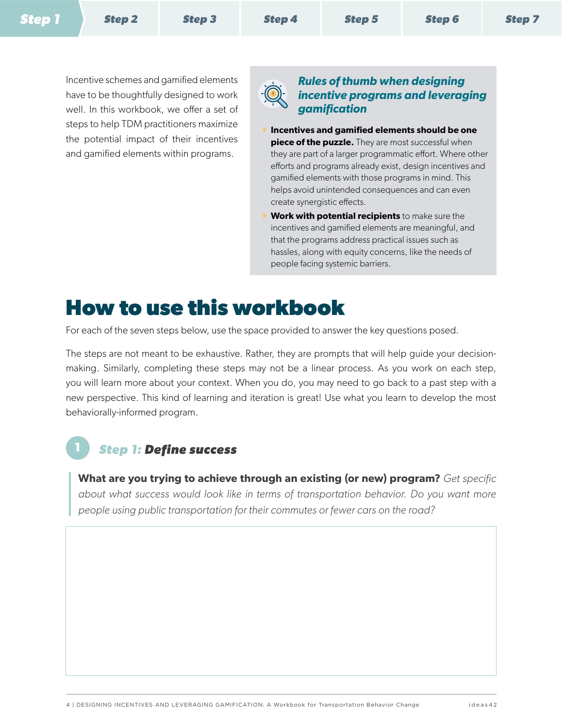Step 1 | Step 2 | Step 3 | Step 4 | Step 5 | Step 6 | Step 7

Incentive schemes and gamified elements have to be thoughtfully designed to work well. In this workbook, we offer a set of steps to help TDM practitioners maximize the potential impact of their incentives and gamified elements within programs.

### *Rules of thumb when designing incentive programs and leveraging gamification*

- **Incentives and gamified elements should be one piece of the puzzle.** They are most successful when they are part of a larger programmatic effort. Where other efforts and programs already exist, design incentives and gamified elements with those programs in mind. This helps avoid unintended consequences and can even create synergistic effects.
- **Work with potential recipients** to make sure the incentives and gamified elements are meaningful, and that the programs address practical issues such as hassles, along with equity concerns, like the needs of people facing systemic barriers.

# How to use this workbook

For each of the seven steps below, use the space provided to answer the key questions posed.

The steps are not meant to be exhaustive. Rather, they are prompts that will help guide your decision-making. Similarly, completing these steps may not be a linear process. As you work on each step, you will learn more about your context. When you do, you may need to go back to a past step with a new perspective. This kind of learning and iteration is great! Use what you learn to develop the most behaviorally-informed program.

## 1 *Step 1:* ***Define success***

**What are you trying to achieve through an existing (or new) program?** *Get specific about what success would look like in terms of transportation behavior. Do you want more people using public transportation for their commutes or fewer cars on the road?*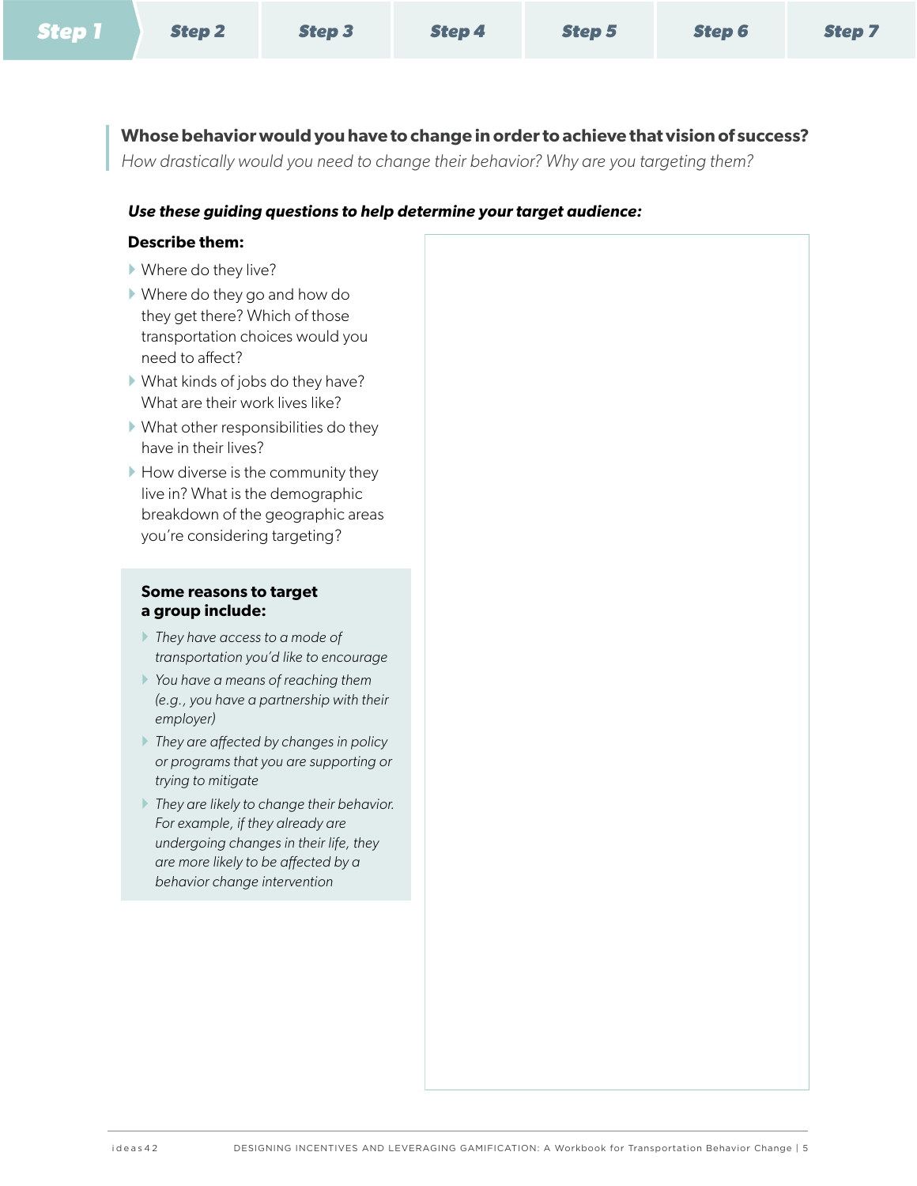**Whose behavior would you have to change in order to achieve that vision of success?**

*How drastically would you need to change their behavior? Why are you targeting them?*

***Use these guiding questions to help determine your target audience:***

**Describe them:**

- Where do they live?
- Where do they go and how do they get there? Which of those transportation choices would you need to affect?
- What kinds of jobs do they have? What are their work lives like?
- What other responsibilities do they have in their lives?
- How diverse is the community they live in? What is the demographic breakdown of the geographic areas you're considering targeting?

**Some reasons to target a group include:**

- *They have access to a mode of transportation you'd like to encourage*
- *You have a means of reaching them (e.g., you have a partnership with their employer)*
- *They are affected by changes in policy or programs that you are supporting or trying to mitigate*
- *They are likely to change their behavior. For example, if they already are undergoing changes in their life, they are more likely to be affected by a behavior change intervention*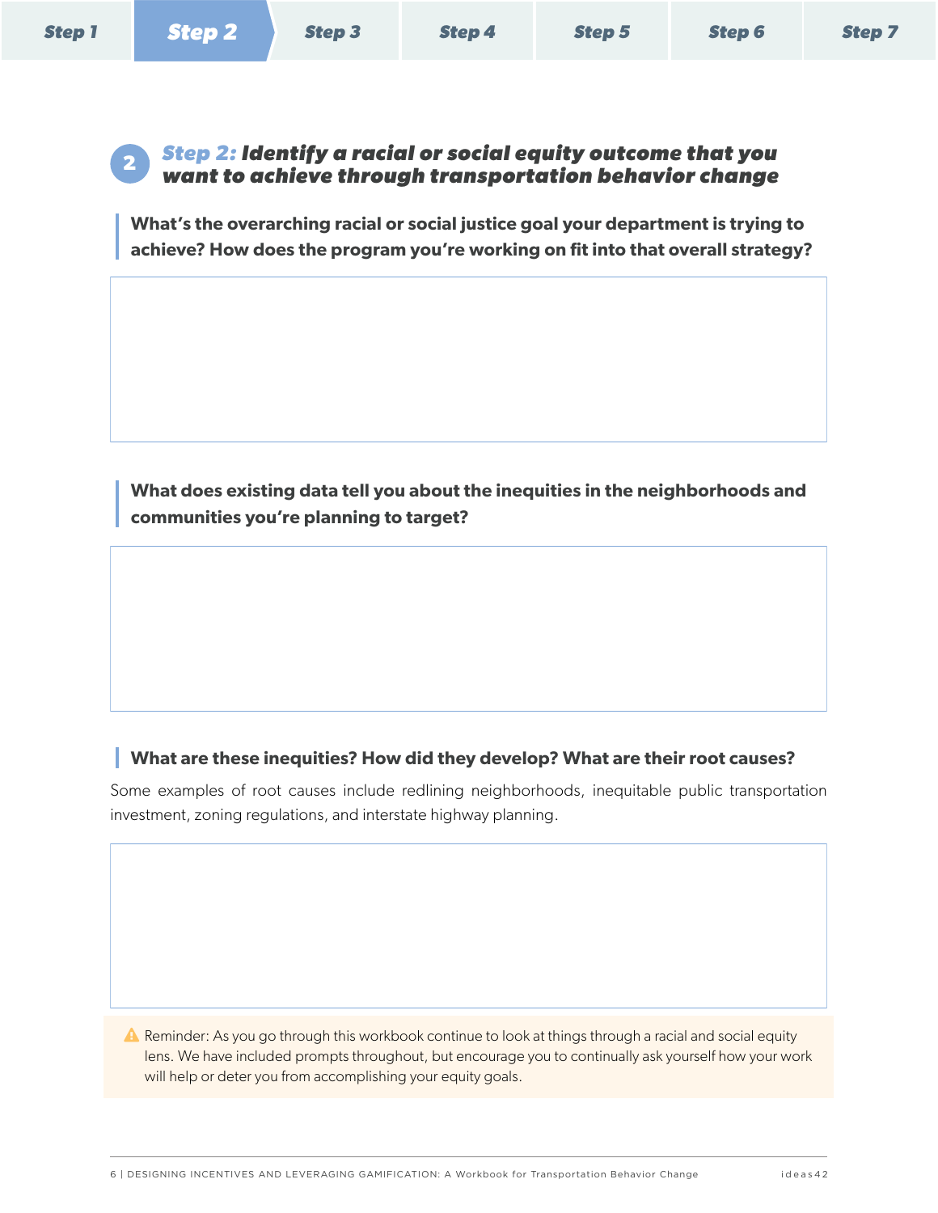Step 1 | Step 2 | Step 3 | Step 4 | Step 5 | Step 6 | Step 7

## 2 *Step 2: Identify a racial or social equity outcome that you want to achieve through transportation behavior change*

**What's the overarching racial or social justice goal your department is trying to achieve? How does the program you're working on fit into that overall strategy?**

**What does existing data tell you about the inequities in the neighborhoods and communities you're planning to target?**

**What are these inequities? How did they develop? What are their root causes?**

Some examples of root causes include redlining neighborhoods, inequitable public transportation investment, zoning regulations, and interstate highway planning.

⚠ Reminder: As you go through this workbook continue to look at things through a racial and social equity lens. We have included prompts throughout, but encourage you to continually ask yourself how your work will help or deter you from accomplishing your equity goals.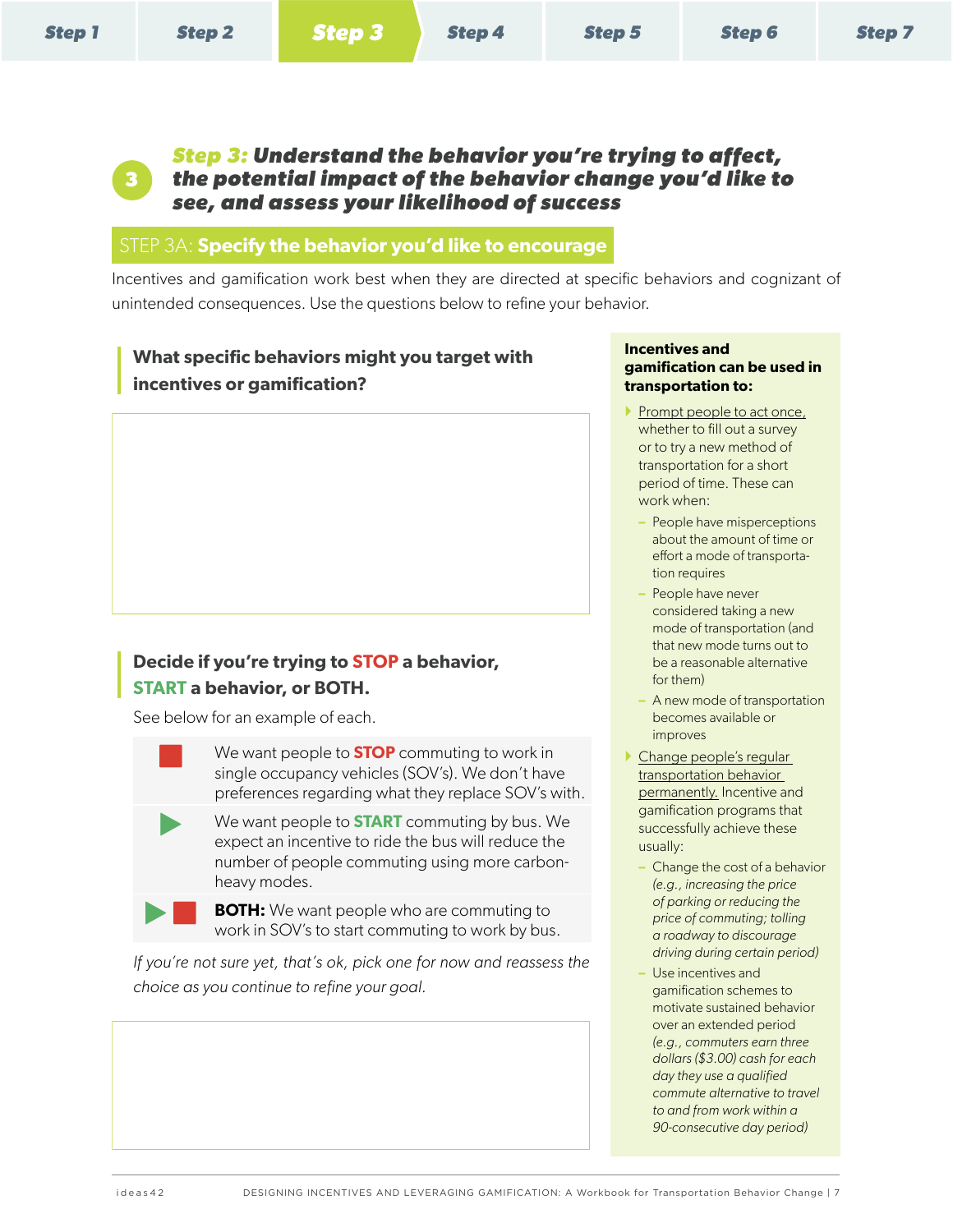Step 1 | Step 2 | **Step 3** | Step 4 | Step 5 | Step 6 | Step 7

## Step 3: Understand the behavior you're trying to affect, the potential impact of the behavior change you'd like to see, and assess your likelihood of success

### STEP 3A: Specify the behavior you'd like to encourage

Incentives and gamification work best when they are directed at specific behaviors and cognizant of unintended consequences. Use the questions below to refine your behavior.

**What specific behaviors might you target with incentives or gamification?**

**Decide if you're trying to STOP a behavior, START a behavior, or BOTH.**

See below for an example of each.

- We want people to **STOP** commuting to work in single occupancy vehicles (SOV's). We don't have preferences regarding what they replace SOV's with.
- We want people to **START** commuting by bus. We expect an incentive to ride the bus will reduce the number of people commuting using more carbon-heavy modes.
- **BOTH:** We want people who are commuting to work in SOV's to start commuting to work by bus.

*If you're not sure yet, that's ok, pick one for now and reassess the choice as you continue to refine your goal.*

**Incentives and gamification can be used in transportation to:**

- Prompt people to act once, whether to fill out a survey or to try a new method of transportation for a short period of time. These can work when:
  - People have misperceptions about the amount of time or effort a mode of transportation requires
  - People have never considered taking a new mode of transportation (and that new mode turns out to be a reasonable alternative for them)
  - A new mode of transportation becomes available or improves
- Change people's regular transportation behavior permanently. Incentive and gamification programs that successfully achieve these usually:
  - Change the cost of a behavior *(e.g., increasing the price of parking or reducing the price of commuting; tolling a roadway to discourage driving during certain period)*
  - Use incentives and gamification schemes to motivate sustained behavior over an extended period *(e.g., commuters earn three dollars ($3.00) cash for each day they use a qualified commute alternative to travel to and from work within a 90-consecutive day period)*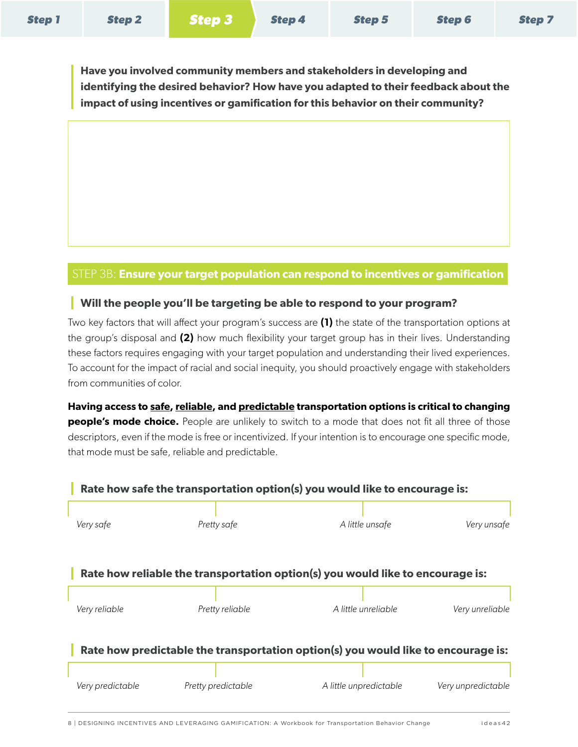Step 1 | Step 2 | **Step 3** | Step 4 | Step 5 | Step 6 | Step 7

**Have you involved community members and stakeholders in developing and identifying the desired behavior? How have you adapted to their feedback about the impact of using incentives or gamification for this behavior on their community?**

## STEP 3B: **Ensure your target population can respond to incentives or gamification**

### Will the people you'll be targeting be able to respond to your program?

Two key factors that will affect your program's success are **(1)** the state of the transportation options at the group's disposal and **(2)** how much flexibility your target group has in their lives. Understanding these factors requires engaging with your target population and understanding their lived experiences. To account for the impact of racial and social inequity, you should proactively engage with stakeholders from communities of color.

**Having access to safe, reliable, and predictable transportation options is critical to changing people's mode choice.** People are unlikely to switch to a mode that does not fit all three of those descriptors, even if the mode is free or incentivized. If your intention is to encourage one specific mode, that mode must be safe, reliable and predictable.

### Rate how safe the transportation option(s) you would like to encourage is:

| *Very safe* | *Pretty safe* | *A little unsafe* | *Very unsafe* |
|---|---|---|---|

### Rate how reliable the transportation option(s) you would like to encourage is:

| *Very reliable* | *Pretty reliable* | *A little unreliable* | *Very unreliable* |
|---|---|---|---|

### Rate how predictable the transportation option(s) you would like to encourage is:

| *Very predictable* | *Pretty predictable* | *A little unpredictable* | *Very unpredictable* |
|---|---|---|---|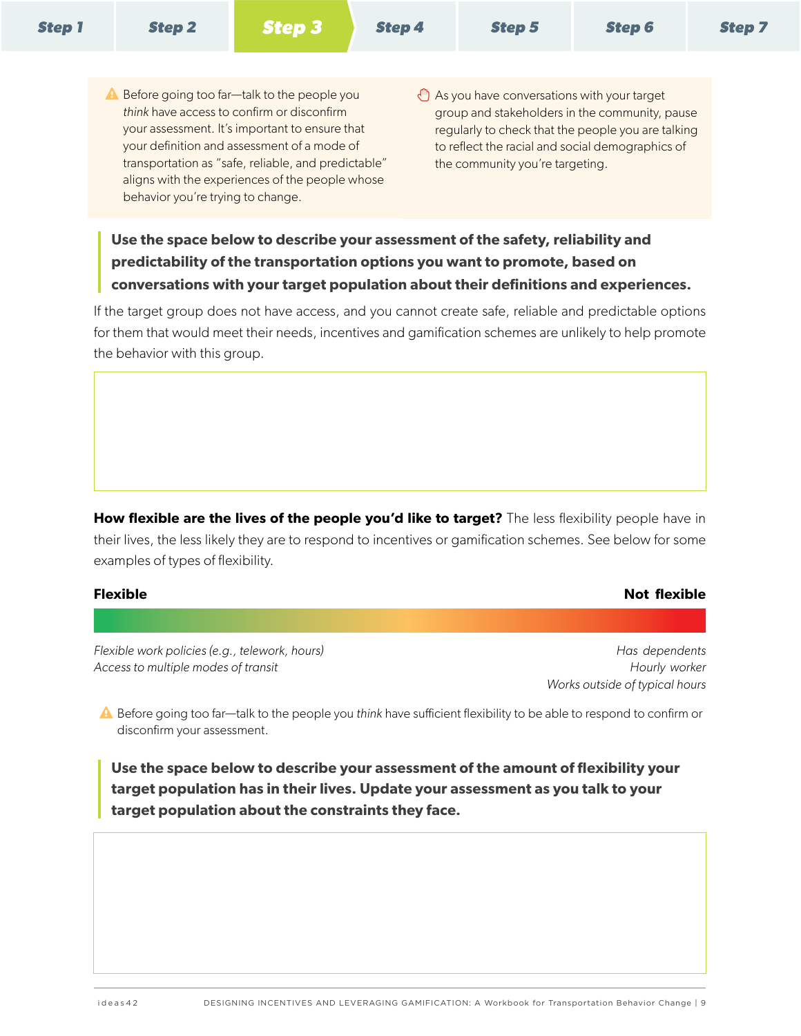Step 1 | Step 2 | **Step 3** | Step 4 | Step 5 | Step 6 | Step 7

⚠ Before going too far—talk to the people you *think* have access to confirm or disconfirm your assessment. It's important to ensure that your definition and assessment of a mode of transportation as "safe, reliable, and predictable" aligns with the experiences of the people whose behavior you're trying to change.

✋ As you have conversations with your target group and stakeholders in the community, pause regularly to check that the people you are talking to reflect the racial and social demographics of the community you're targeting.

> **Use the space below to describe your assessment of the safety, reliability and predictability of the transportation options you want to promote, based on conversations with your target population about their definitions and experiences.**

If the target group does not have access, and you cannot create safe, reliable and predictable options for them that would meet their needs, incentives and gamification schemes are unlikely to help promote the behavior with this group.

**How flexible are the lives of the people you'd like to target?** The less flexibility people have in their lives, the less likely they are to respond to incentives or gamification schemes. See below for some examples of types of flexibility.

| **Flexible** | **Not flexible** |
| --- | --- |
| *Flexible work policies (e.g., telework, hours)* | *Has dependents* |
| *Access to multiple modes of transit* | *Hourly worker* |
| | *Works outside of typical hours* |

⚠ Before going too far—talk to the people you *think* have sufficient flexibility to be able to respond to confirm or disconfirm your assessment.

> **Use the space below to describe your assessment of the amount of flexibility your target population has in their lives. Update your assessment as you talk to your target population about the constraints they face.**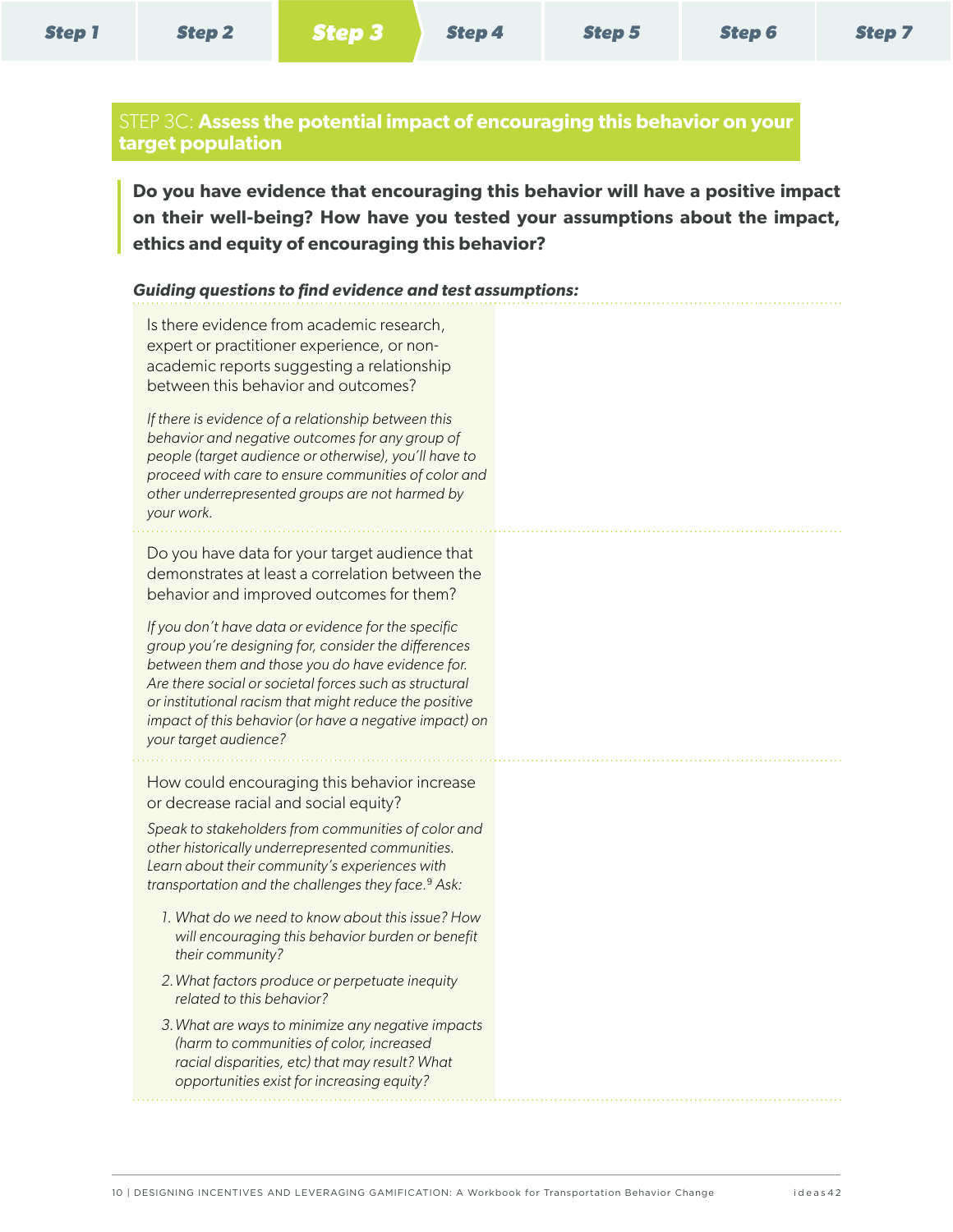Step 1 | Step 2 | **Step 3** | Step 4 | Step 5 | Step 6 | Step 7

## STEP 3C: **Assess the potential impact of encouraging this behavior on your target population**

**Do you have evidence that encouraging this behavior will have a positive impact on their well-being? How have you tested your assumptions about the impact, ethics and equity of encouraging this behavior?**

***Guiding questions to find evidence and test assumptions:***

Is there evidence from academic research, expert or practitioner experience, or non-academic reports suggesting a relationship between this behavior and outcomes?

*If there is evidence of a relationship between this behavior and negative outcomes for any group of people (target audience or otherwise), you'll have to proceed with care to ensure communities of color and other underrepresented groups are not harmed by your work.*

Do you have data for your target audience that demonstrates at least a correlation between the behavior and improved outcomes for them?

*If you don't have data or evidence for the specific group you're designing for, consider the differences between them and those you do have evidence for. Are there social or societal forces such as structural or institutional racism that might reduce the positive impact of this behavior (or have a negative impact) on your target audience?*

How could encouraging this behavior increase or decrease racial and social equity?

*Speak to stakeholders from communities of color and other historically underrepresented communities. Learn about their community's experiences with transportation and the challenges they face.[9] Ask:*

1. *What do we need to know about this issue? How will encouraging this behavior burden or benefit their community?*
2. *What factors produce or perpetuate inequity related to this behavior?*
3. *What are ways to minimize any negative impacts (harm to communities of color, increased racial disparities, etc) that may result? What opportunities exist for increasing equity?*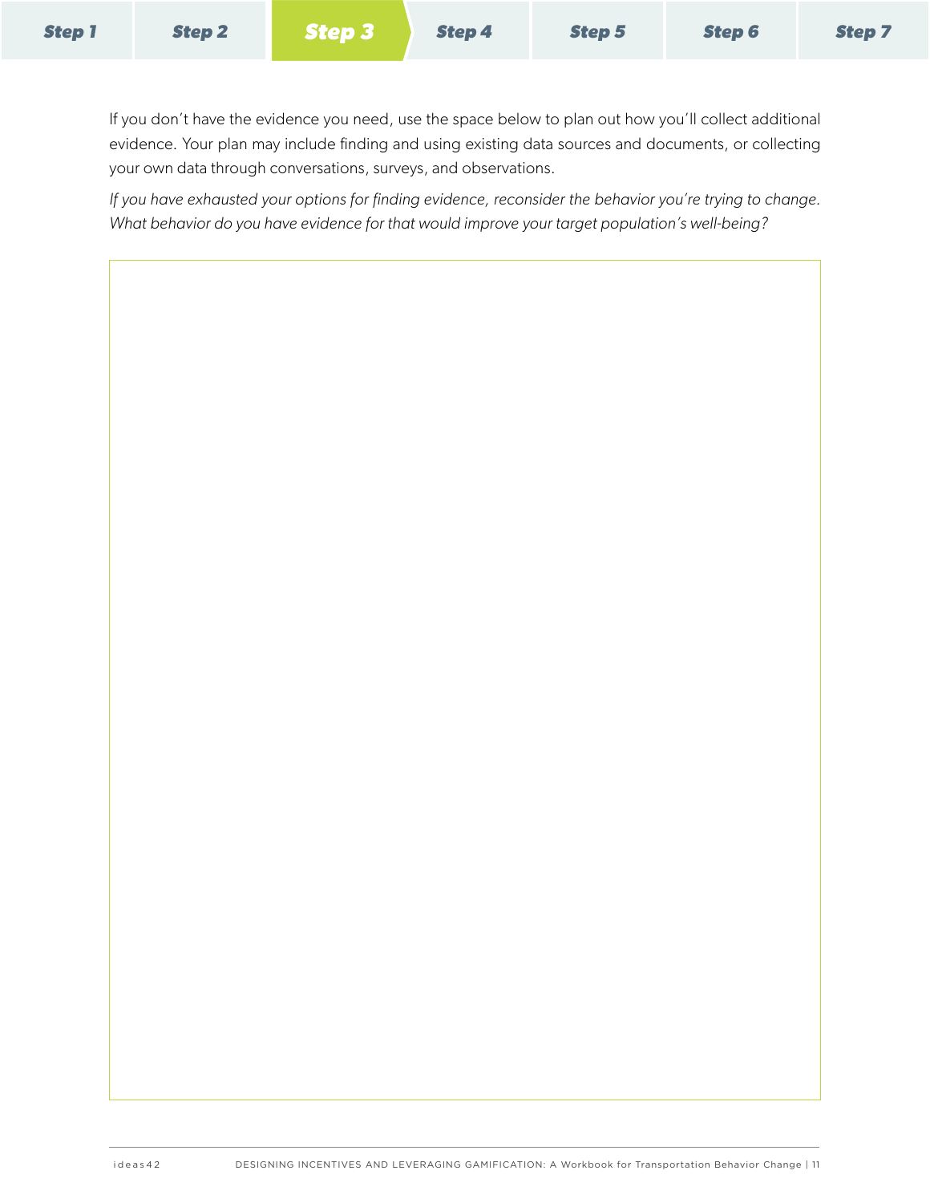If you don't have the evidence you need, use the space below to plan out how you'll collect additional evidence. Your plan may include finding and using existing data sources and documents, or collecting your own data through conversations, surveys, and observations.

*If you have exhausted your options for finding evidence, reconsider the behavior you're trying to change. What behavior do you have evidence for that would improve your target population's well-being?*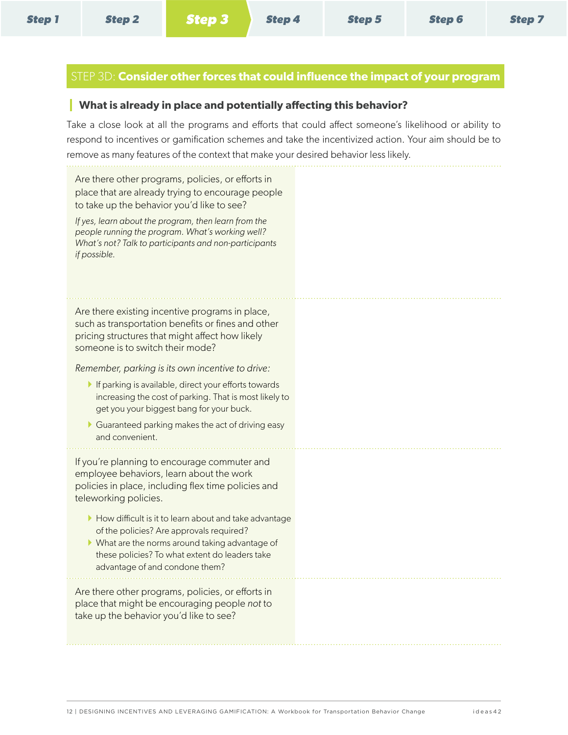## STEP 3D: **Consider other forces that could influence the impact of your program**

### What is already in place and potentially affecting this behavior?

Take a close look at all the programs and efforts that could affect someone's likelihood or ability to respond to incentives or gamification schemes and take the incentivized action. Your aim should be to remove as many features of the context that make your desired behavior less likely.

Are there other programs, policies, or efforts in place that are already trying to encourage people to take up the behavior you'd like to see?

*If yes, learn about the program, then learn from the people running the program. What's working well? What's not? Talk to participants and non-participants if possible.*

Are there existing incentive programs in place, such as transportation benefits or fines and other pricing structures that might affect how likely someone is to switch their mode?

*Remember, parking is its own incentive to drive:*

- If parking is available, direct your efforts towards increasing the cost of parking. That is most likely to get you your biggest bang for your buck.
- Guaranteed parking makes the act of driving easy and convenient.

If you're planning to encourage commuter and employee behaviors, learn about the work policies in place, including flex time policies and teleworking policies.

- How difficult is it to learn about and take advantage of the policies? Are approvals required?
- What are the norms around taking advantage of these policies? To what extent do leaders take advantage of and condone them?

Are there other programs, policies, or efforts in place that might be encouraging people *not* to take up the behavior you'd like to see?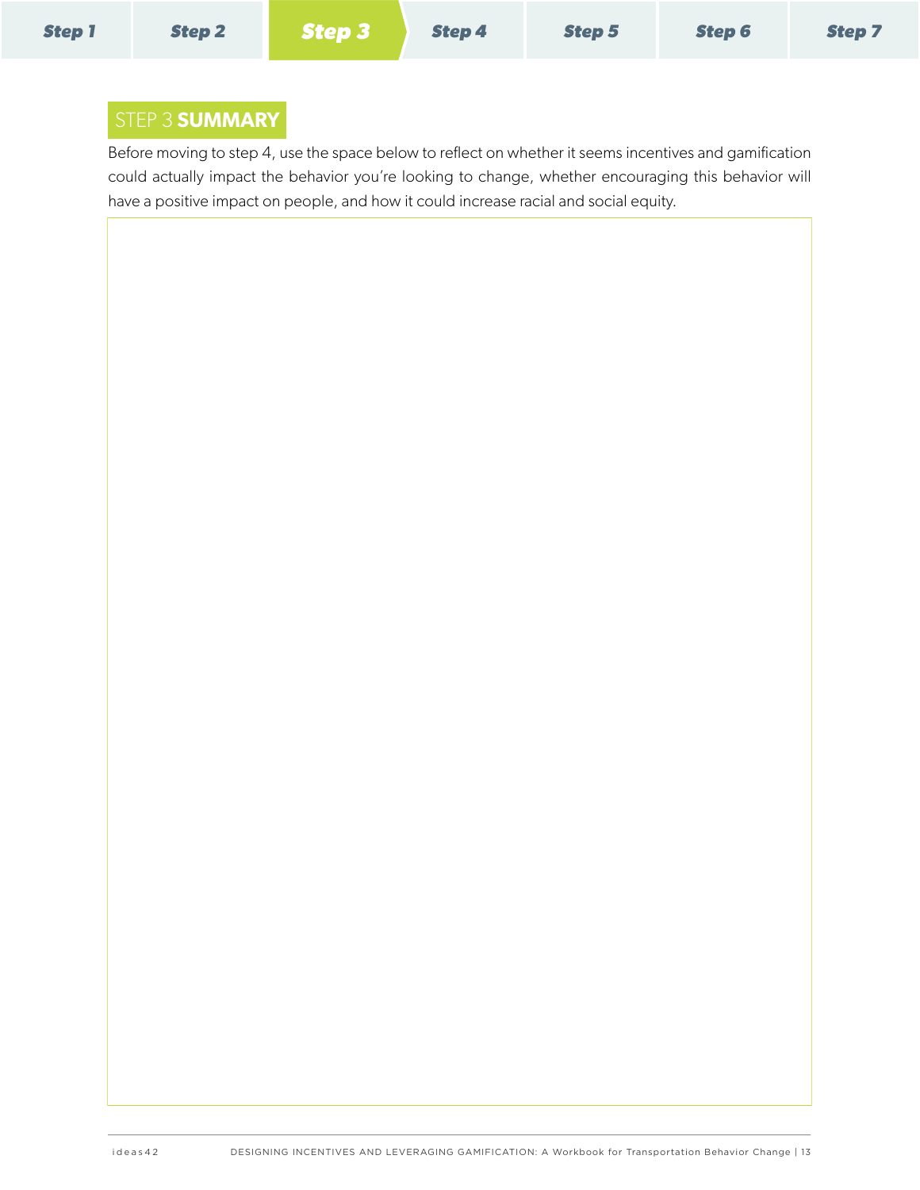Step 1 | Step 2 | **Step 3** | Step 4 | Step 5 | Step 6 | Step 7

## STEP 3 **SUMMARY**

Before moving to step 4, use the space below to reflect on whether it seems incentives and gamification could actually impact the behavior you're looking to change, whether encouraging this behavior will have a positive impact on people, and how it could increase racial and social equity.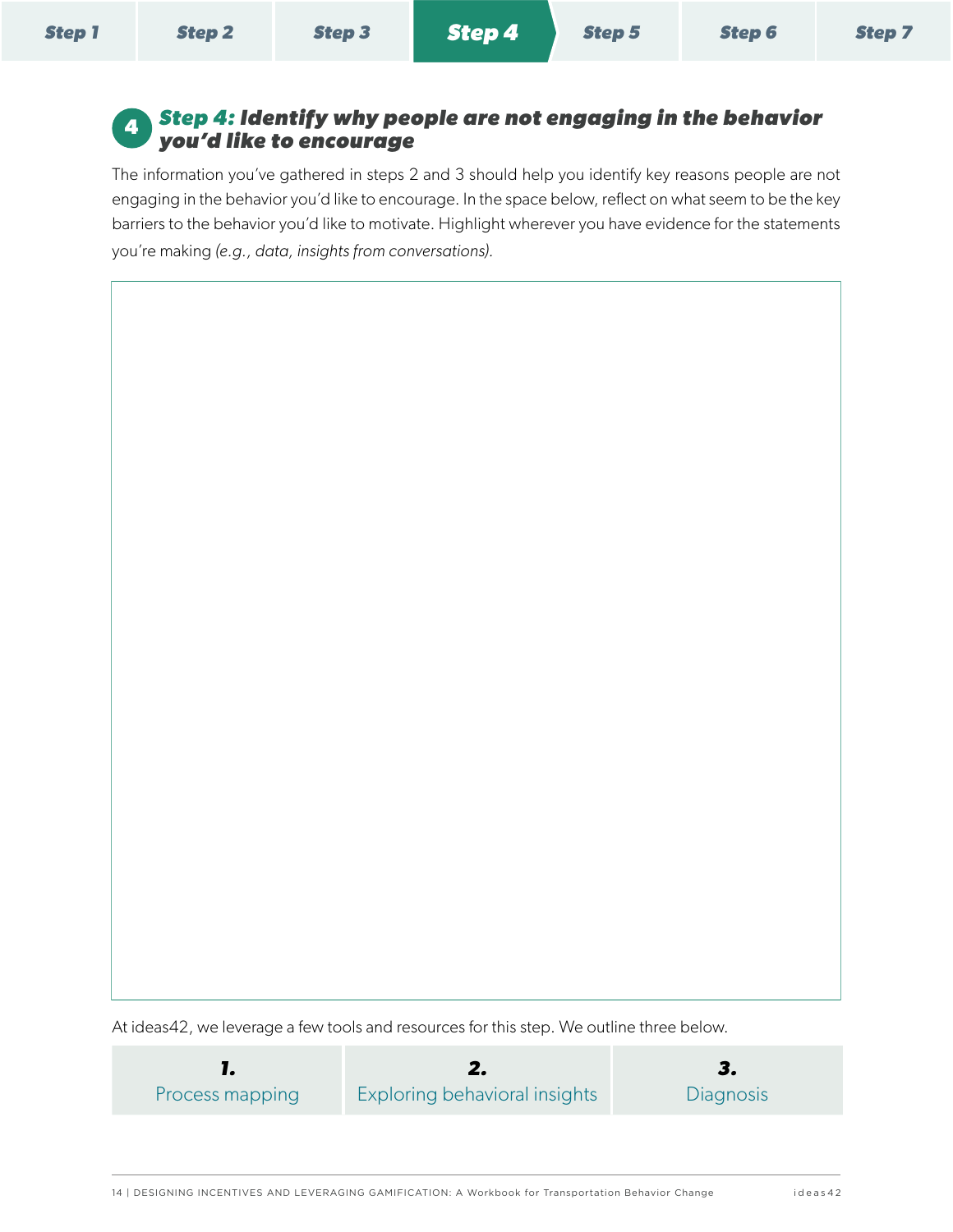Step 1 | Step 2 | Step 3 | **Step 4** | Step 5 | Step 6 | Step 7

## 4 *Step 4: Identify why people are not engaging in the behavior you'd like to encourage*

The information you've gathered in steps 2 and 3 should help you identify key reasons people are not engaging in the behavior you'd like to encourage. In the space below, reflect on what seem to be the key barriers to the behavior you'd like to motivate. Highlight wherever you have evidence for the statements you're making *(e.g., data, insights from conversations).*

At ideas42, we leverage a few tools and resources for this step. We outline three below.

| ***1.*** | ***2.*** | ***3.*** |
|---|---|---|
| Process mapping | Exploring behavioral insights | Diagnosis |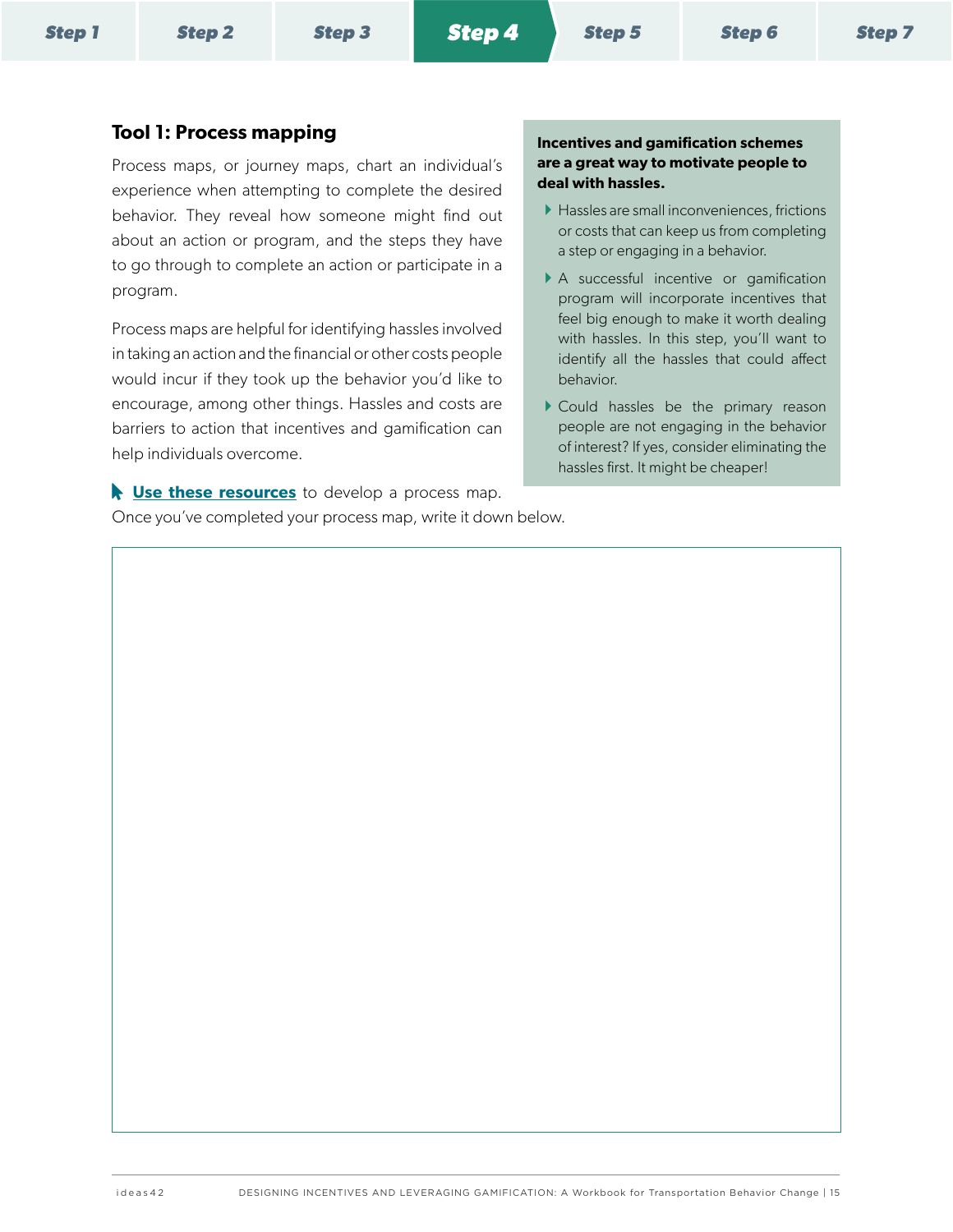Step 1 | Step 2 | Step 3 | **Step 4** | Step 5 | Step 6 | Step 7

## Tool 1: Process mapping

Process maps, or journey maps, chart an individual's experience when attempting to complete the desired behavior. They reveal how someone might find out about an action or program, and the steps they have to go through to complete an action or participate in a program.

Process maps are helpful for identifying hassles involved in taking an action and the financial or other costs people would incur if they took up the behavior you'd like to encourage, among other things. Hassles and costs are barriers to action that incentives and gamification can help individuals overcome.

**Incentives and gamification schemes are a great way to motivate people to deal with hassles.**

- Hassles are small inconveniences, frictions or costs that can keep us from completing a step or engaging in a behavior.
- A successful incentive or gamification program will incorporate incentives that feel big enough to make it worth dealing with hassles. In this step, you'll want to identify all the hassles that could affect behavior.
- Could hassles be the primary reason people are not engaging in the behavior of interest? If yes, consider eliminating the hassles first. It might be cheaper!

**Use these resources** to develop a process map. Once you've completed your process map, write it down below.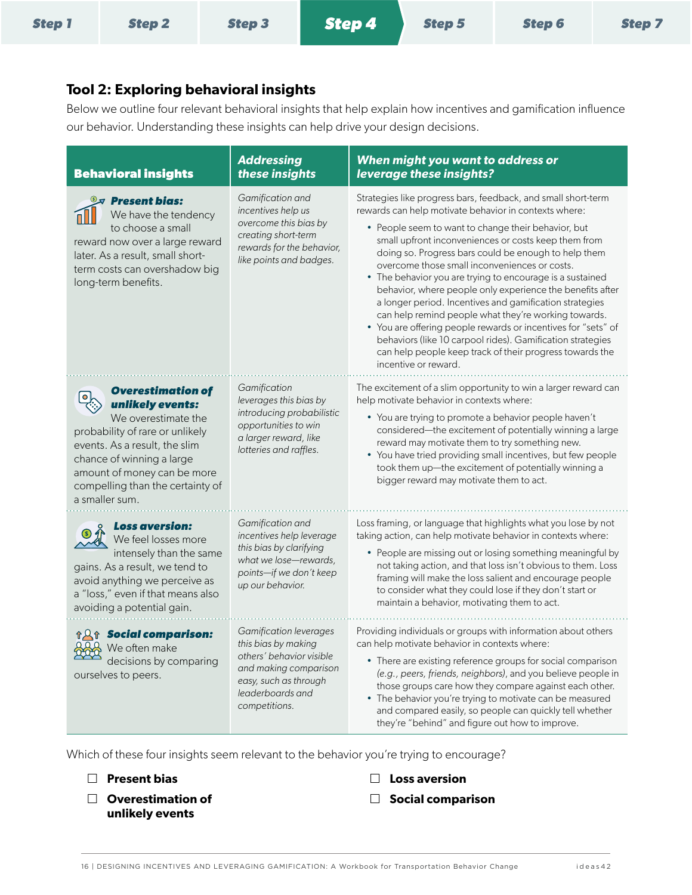Step 1 | Step 2 | Step 3 | **Step 4** | Step 5 | Step 6 | Step 7

## Tool 2: Exploring behavioral insights

Below we outline four relevant behavioral insights that help explain how incentives and gamification influence our behavior. Understanding these insights can help drive your design decisions.

| Behavioral insights | *Addressing these insights* | *When might you want to address or leverage these insights?* |
|---|---|---|
| ***Present bias:*** We have the tendency to choose a small reward now over a large reward later. As a result, small short-term costs can overshadow big long-term benefits. | *Gamification and incentives help us overcome this bias by creating short-term rewards for the behavior, like points and badges.* | Strategies like progress bars, feedback, and small short-term rewards can help motivate behavior in contexts where:<br>• People seem to want to change their behavior, but small upfront inconveniences or costs keep them from doing so. Progress bars could be enough to help them overcome those small inconveniences or costs.<br>• The behavior you are trying to encourage is a sustained behavior, where people only experience the benefits after a longer period. Incentives and gamification strategies can help remind people what they're working towards.<br>• You are offering people rewards or incentives for "sets" of behaviors (like 10 carpool rides). Gamification strategies can help people keep track of their progress towards the incentive or reward. |
| ***Overestimation of unlikely events:*** We overestimate the probability of rare or unlikely events. As a result, the slim chance of winning a large amount of money can be more compelling than the certainty of a smaller sum. | *Gamification leverages this bias by introducing probabilistic opportunities to win a larger reward, like lotteries and raffles.* | The excitement of a slim opportunity to win a larger reward can help motivate behavior in contexts where:<br>• You are trying to promote a behavior people haven't considered—the excitement of potentially winning a large reward may motivate them to try something new.<br>• You have tried providing small incentives, but few people took them up—the excitement of potentially winning a bigger reward may motivate them to act. |
| ***Loss aversion:*** We feel losses more intensely than the same gains. As a result, we tend to avoid anything we perceive as a "loss," even if that means also avoiding a potential gain. | *Gamification and incentives help leverage this bias by clarifying what we lose—rewards, points—if we don't keep up our behavior.* | Loss framing, or language that highlights what you lose by not taking action, can help motivate behavior in contexts where:<br>• People are missing out or losing something meaningful by not taking action, and that loss isn't obvious to them. Loss framing will make the loss salient and encourage people to consider what they could lose if they don't start or maintain a behavior, motivating them to act. |
| ***Social comparison:*** We often make decisions by comparing ourselves to peers. | *Gamification leverages this bias by making others' behavior visible and making comparison easy, such as through leaderboards and competitions.* | Providing individuals or groups with information about others can help motivate behavior in contexts where:<br>• There are existing reference groups for social comparison *(e.g., peers, friends, neighbors)*, and you believe people in those groups care how they compare against each other.<br>• The behavior you're trying to motivate can be measured and compared easily, so people can quickly tell whether they're "behind" and figure out how to improve. |

Which of these four insights seem relevant to the behavior you're trying to encourage?

- ☐ **Present bias**
- ☐ **Overestimation of unlikely events**
- ☐ **Loss aversion**
- ☐ **Social comparison**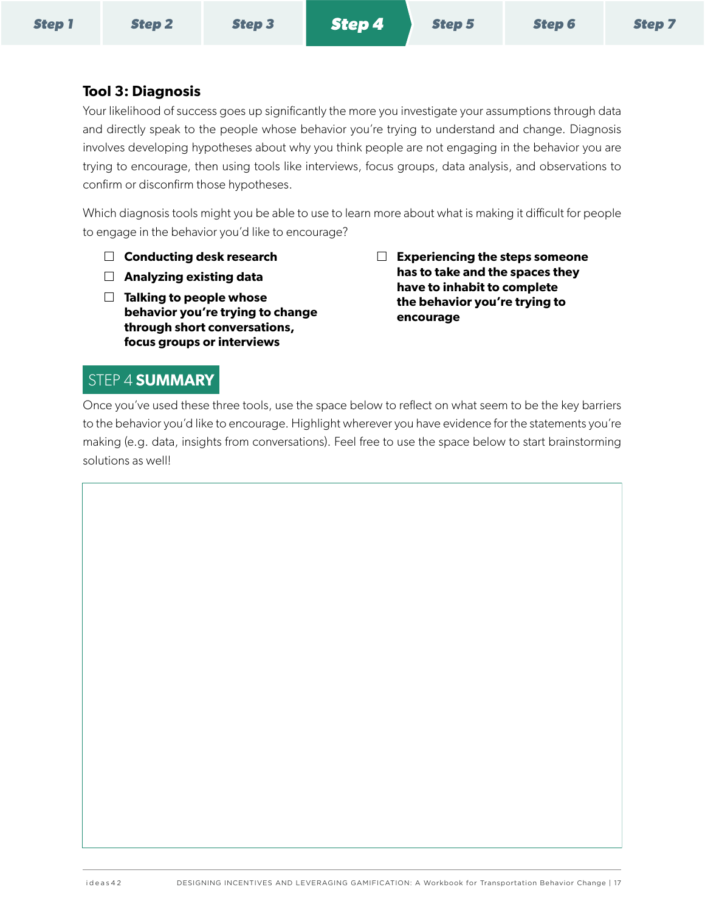### Tool 3: Diagnosis

Your likelihood of success goes up significantly the more you investigate your assumptions through data and directly speak to the people whose behavior you're trying to understand and change. Diagnosis involves developing hypotheses about why you think people are not engaging in the behavior you are trying to encourage, then using tools like interviews, focus groups, data analysis, and observations to confirm or disconfirm those hypotheses.

Which diagnosis tools might you be able to use to learn more about what is making it difficult for people to engage in the behavior you'd like to encourage?

- ☐ **Conducting desk research**
- ☐ **Analyzing existing data**
- ☐ **Talking to people whose behavior you're trying to change through short conversations, focus groups or interviews**
- ☐ **Experiencing the steps someone has to take and the spaces they have to inhabit to complete the behavior you're trying to encourage**

## STEP 4 **SUMMARY**

Once you've used these three tools, use the space below to reflect on what seem to be the key barriers to the behavior you'd like to encourage. Highlight wherever you have evidence for the statements you're making (e.g. data, insights from conversations). Feel free to use the space below to start brainstorming solutions as well!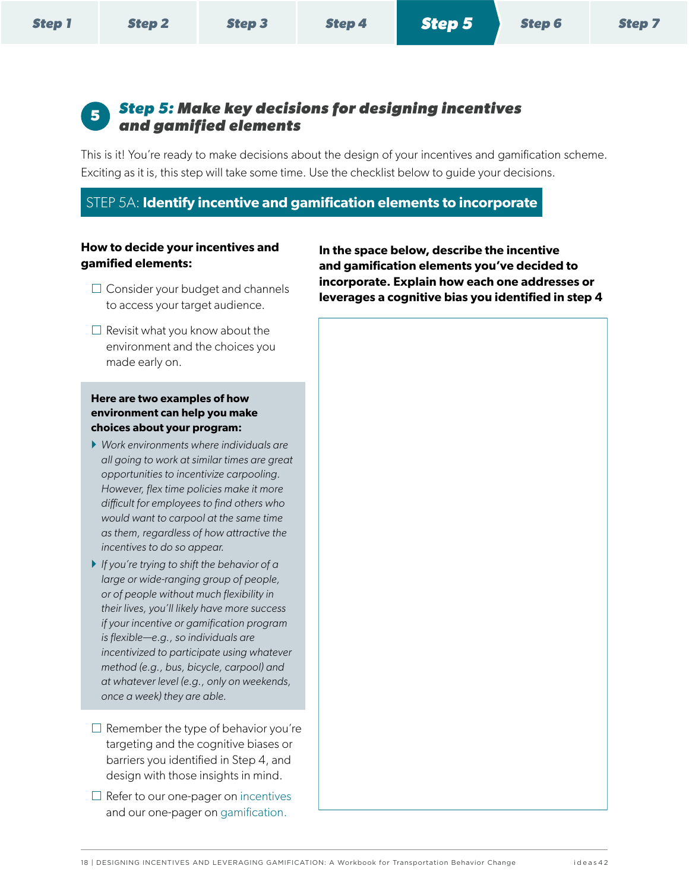Step 1 | Step 2 | Step 3 | Step 4 | **Step 5** | Step 6 | Step 7

## 5 *Step 5:* Make key decisions for designing incentives and gamified elements

This is it! You're ready to make decisions about the design of your incentives and gamification scheme. Exciting as it is, this step will take some time. Use the checklist below to guide your decisions.

### STEP 5A: **Identify incentive and gamification elements to incorporate**

**How to decide your incentives and gamified elements:**

- ☐ Consider your budget and channels to access your target audience.
- ☐ Revisit what you know about the environment and the choices you made early on.

> **Here are two examples of how environment can help you make choices about your program:**
>
> - *Work environments where individuals are all going to work at similar times are great opportunities to incentivize carpooling. However, flex time policies make it more difficult for employees to find others who would want to carpool at the same time as them, regardless of how attractive the incentives to do so appear.*
> - *If you're trying to shift the behavior of a large or wide-ranging group of people, or of people without much flexibility in their lives, you'll likely have more success if your incentive or gamification program is flexible—e.g., so individuals are incentivized to participate using whatever method (e.g., bus, bicycle, carpool) and at whatever level (e.g., only on weekends, once a week) they are able.*

- ☐ Remember the type of behavior you're targeting and the cognitive biases or barriers you identified in Step 4, and design with those insights in mind.
- ☐ Refer to our one-pager on incentives and our one-pager on gamification.

**In the space below, describe the incentive and gamification elements you've decided to incorporate. Explain how each one addresses or leverages a cognitive bias you identified in step 4**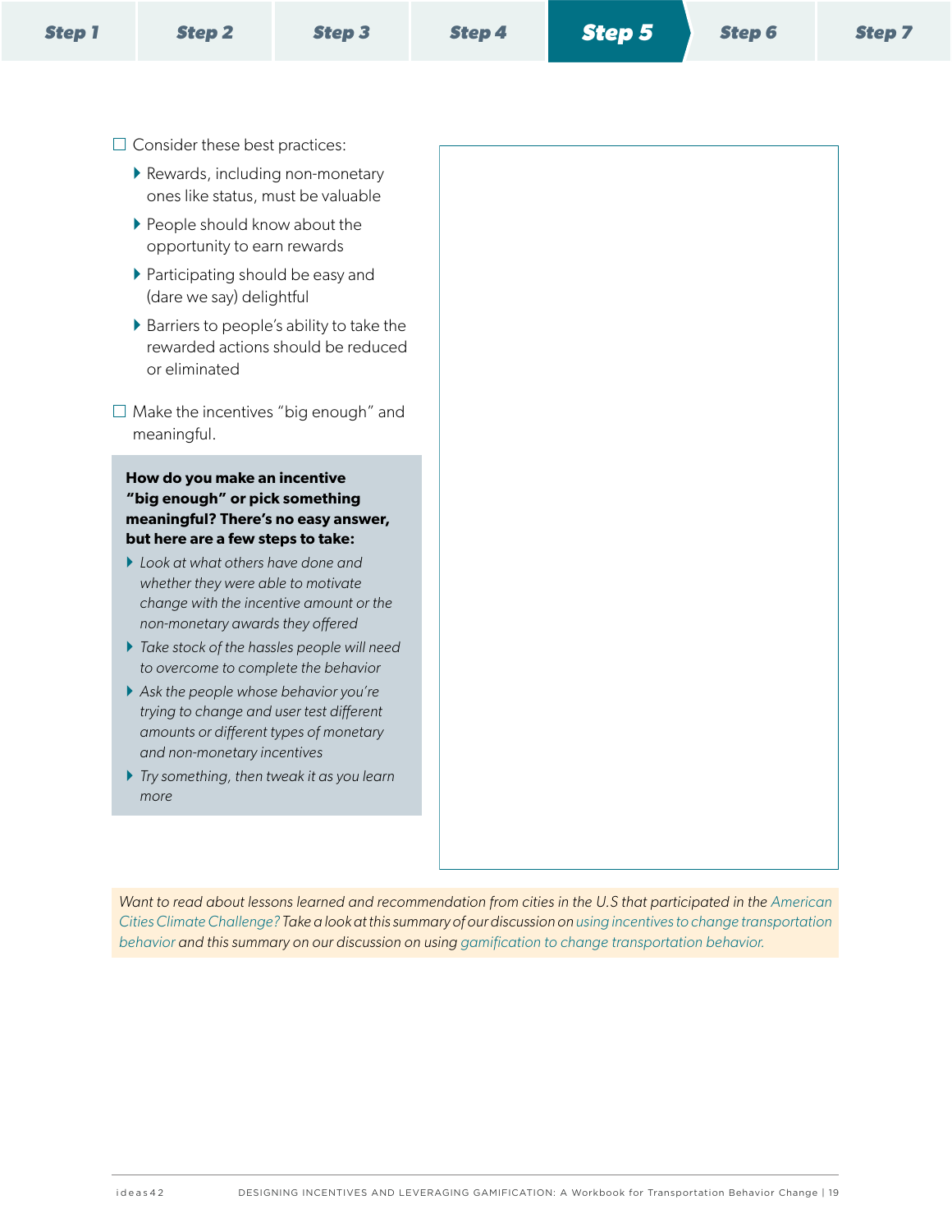Step 1 | Step 2 | Step 3 | Step 4 | **Step 5** | Step 6 | Step 7

- ☐ Consider these best practices:
  - Rewards, including non-monetary ones like status, must be valuable
  - People should know about the opportunity to earn rewards
  - Participating should be easy and (dare we say) delightful
  - Barriers to people's ability to take the rewarded actions should be reduced or eliminated

- ☐ Make the incentives "big enough" and meaningful.

**How do you make an incentive "big enough" or pick something meaningful? There's no easy answer, but here are a few steps to take:**

- *Look at what others have done and whether they were able to motivate change with the incentive amount or the non-monetary awards they offered*
- *Take stock of the hassles people will need to overcome to complete the behavior*
- *Ask the people whose behavior you're trying to change and user test different amounts or different types of monetary and non-monetary incentives*
- *Try something, then tweak it as you learn more*

*Want to read about lessons learned and recommendation from cities in the U.S that participated in the American Cities Climate Challenge? Take a look at this summary of our discussion on using incentives to change transportation behavior and this summary on our discussion on using gamification to change transportation behavior.*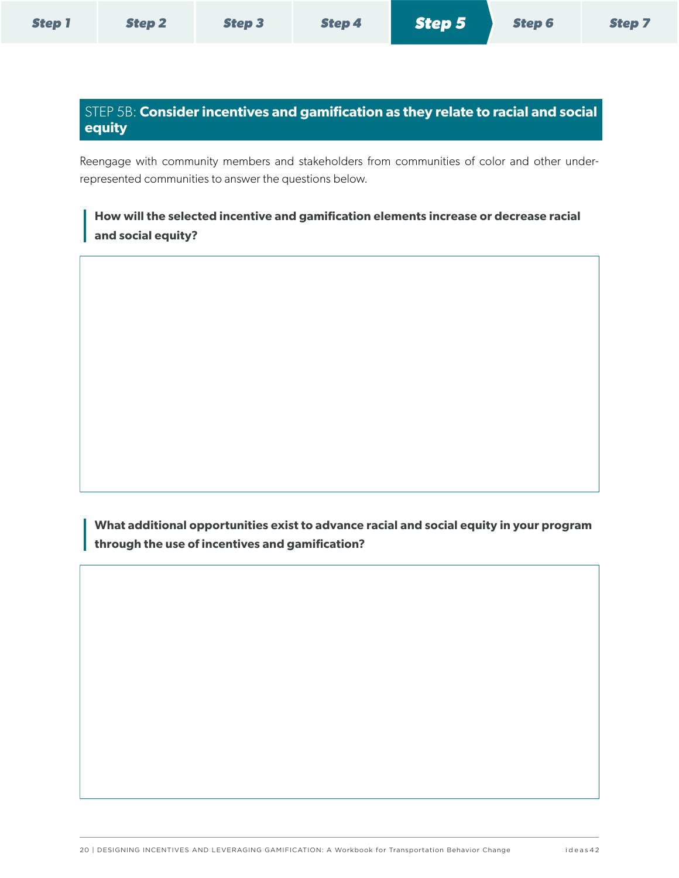## STEP 5B: **Consider incentives and gamification as they relate to racial and social equity**

Reengage with community members and stakeholders from communities of color and other under-represented communities to answer the questions below.

**How will the selected incentive and gamification elements increase or decrease racial and social equity?**

**What additional opportunities exist to advance racial and social equity in your program through the use of incentives and gamification?**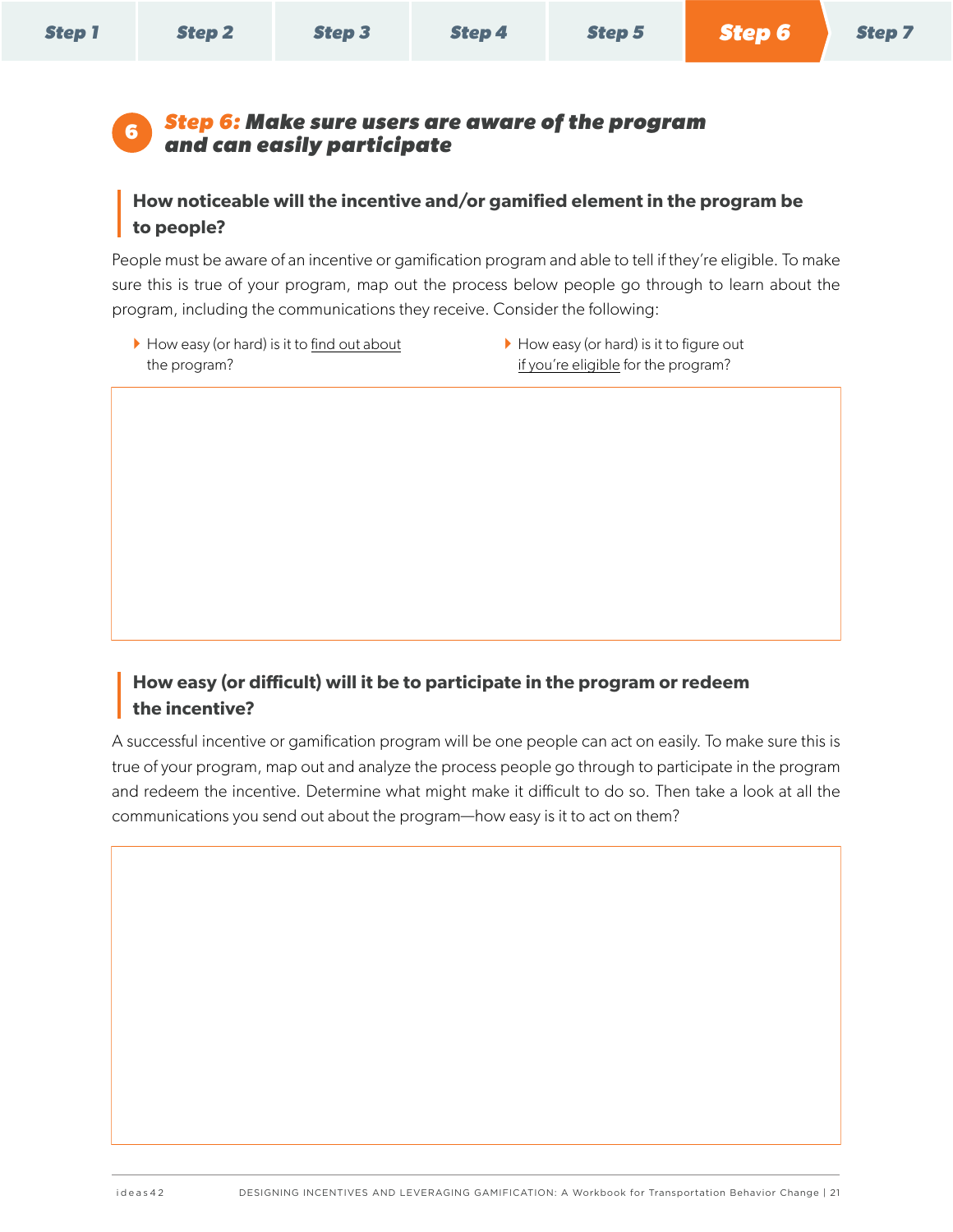# Step 6: Make sure users are aware of the program and can easily participate

### How noticeable will the incentive and/or gamified element in the program be to people?

People must be aware of an incentive or gamification program and able to tell if they're eligible. To make sure this is true of your program, map out the process below people go through to learn about the program, including the communications they receive. Consider the following:

- How easy (or hard) is it to find out about the program?
- How easy (or hard) is it to figure out if you're eligible for the program?

### How easy (or difficult) will it be to participate in the program or redeem the incentive?

A successful incentive or gamification program will be one people can act on easily. To make sure this is true of your program, map out and analyze the process people go through to participate in the program and redeem the incentive. Determine what might make it difficult to do so. Then take a look at all the communications you send out about the program—how easy is it to act on them?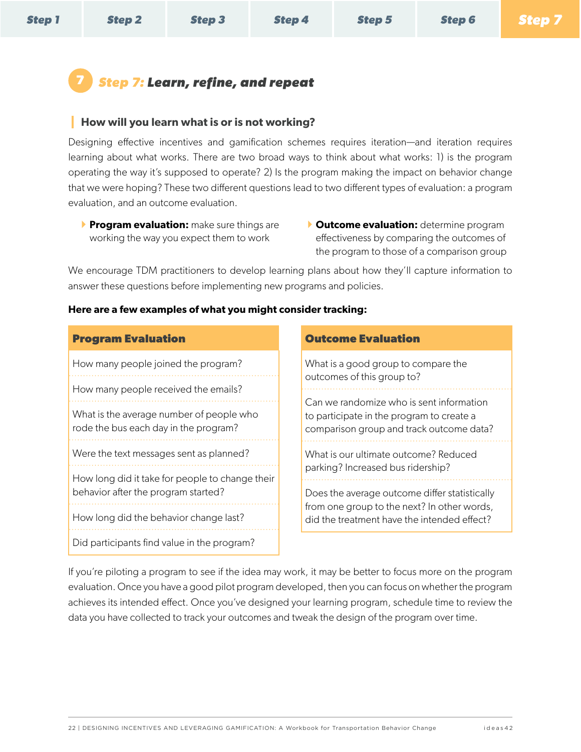## Step 7: Learn, refine, and repeat

### How will you learn what is or is not working?

Designing effective incentives and gamification schemes requires iteration—and iteration requires learning about what works. There are two broad ways to think about what works: 1) is the program operating the way it's supposed to operate? 2) Is the program making the impact on behavior change that we were hoping? These two different questions lead to two different types of evaluation: a program evaluation, and an outcome evaluation.

- **Program evaluation:** make sure things are working the way you expect them to work
- **Outcome evaluation:** determine program effectiveness by comparing the outcomes of the program to those of a comparison group

We encourage TDM practitioners to develop learning plans about how they'll capture information to answer these questions before implementing new programs and policies.

**Here are a few examples of what you might consider tracking:**

| Program Evaluation |
|---|
| How many people joined the program? |
| How many people received the emails? |
| What is the average number of people who rode the bus each day in the program? |
| Were the text messages sent as planned? |
| How long did it take for people to change their behavior after the program started? |
| How long did the behavior change last? |
| Did participants find value in the program? |

| Outcome Evaluation |
|---|
| What is a good group to compare the outcomes of this group to? |
| Can we randomize who is sent information to participate in the program to create a comparison group and track outcome data? |
| What is our ultimate outcome? Reduced parking? Increased bus ridership? |
| Does the average outcome differ statistically from one group to the next? In other words, did the treatment have the intended effect? |

If you're piloting a program to see if the idea may work, it may be better to focus more on the program evaluation. Once you have a good pilot program developed, then you can focus on whether the program achieves its intended effect. Once you've designed your learning program, schedule time to review the data you have collected to track your outcomes and tweak the design of the program over time.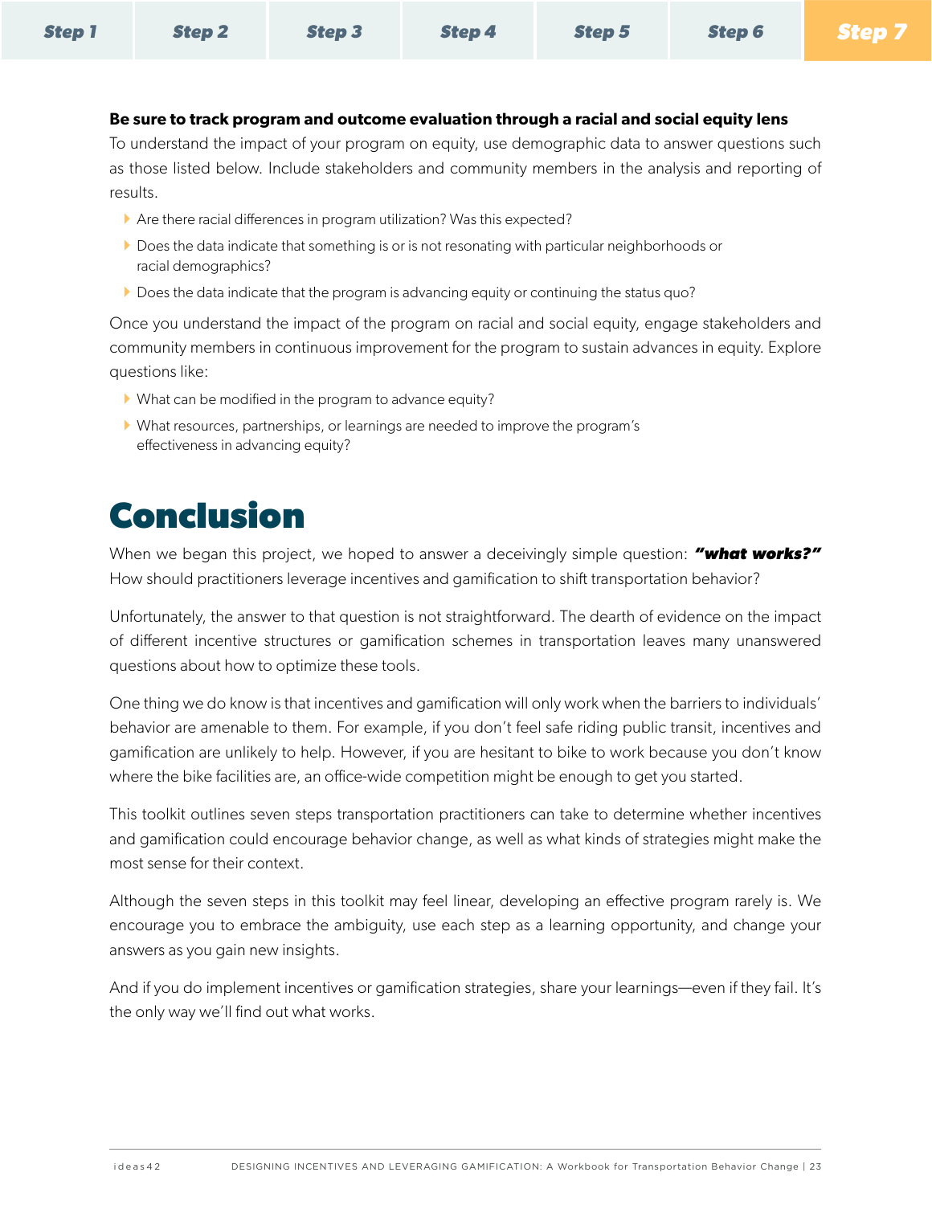**Be sure to track program and outcome evaluation through a racial and social equity lens**

To understand the impact of your program on equity, use demographic data to answer questions such as those listed below. Include stakeholders and community members in the analysis and reporting of results.

- Are there racial differences in program utilization? Was this expected?
- Does the data indicate that something is or is not resonating with particular neighborhoods or racial demographics?
- Does the data indicate that the program is advancing equity or continuing the status quo?

Once you understand the impact of the program on racial and social equity, engage stakeholders and community members in continuous improvement for the program to sustain advances in equity. Explore questions like:

- What can be modified in the program to advance equity?
- What resources, partnerships, or learnings are needed to improve the program's effectiveness in advancing equity?

# Conclusion

When we began this project, we hoped to answer a deceivingly simple question: ***"what works?"*** How should practitioners leverage incentives and gamification to shift transportation behavior?

Unfortunately, the answer to that question is not straightforward. The dearth of evidence on the impact of different incentive structures or gamification schemes in transportation leaves many unanswered questions about how to optimize these tools.

One thing we do know is that incentives and gamification will only work when the barriers to individuals' behavior are amenable to them. For example, if you don't feel safe riding public transit, incentives and gamification are unlikely to help. However, if you are hesitant to bike to work because you don't know where the bike facilities are, an office-wide competition might be enough to get you started.

This toolkit outlines seven steps transportation practitioners can take to determine whether incentives and gamification could encourage behavior change, as well as what kinds of strategies might make the most sense for their context.

Although the seven steps in this toolkit may feel linear, developing an effective program rarely is. We encourage you to embrace the ambiguity, use each step as a learning opportunity, and change your answers as you gain new insights.

And if you do implement incentives or gamification strategies, share your learnings—even if they fail. It's the only way we'll find out what works.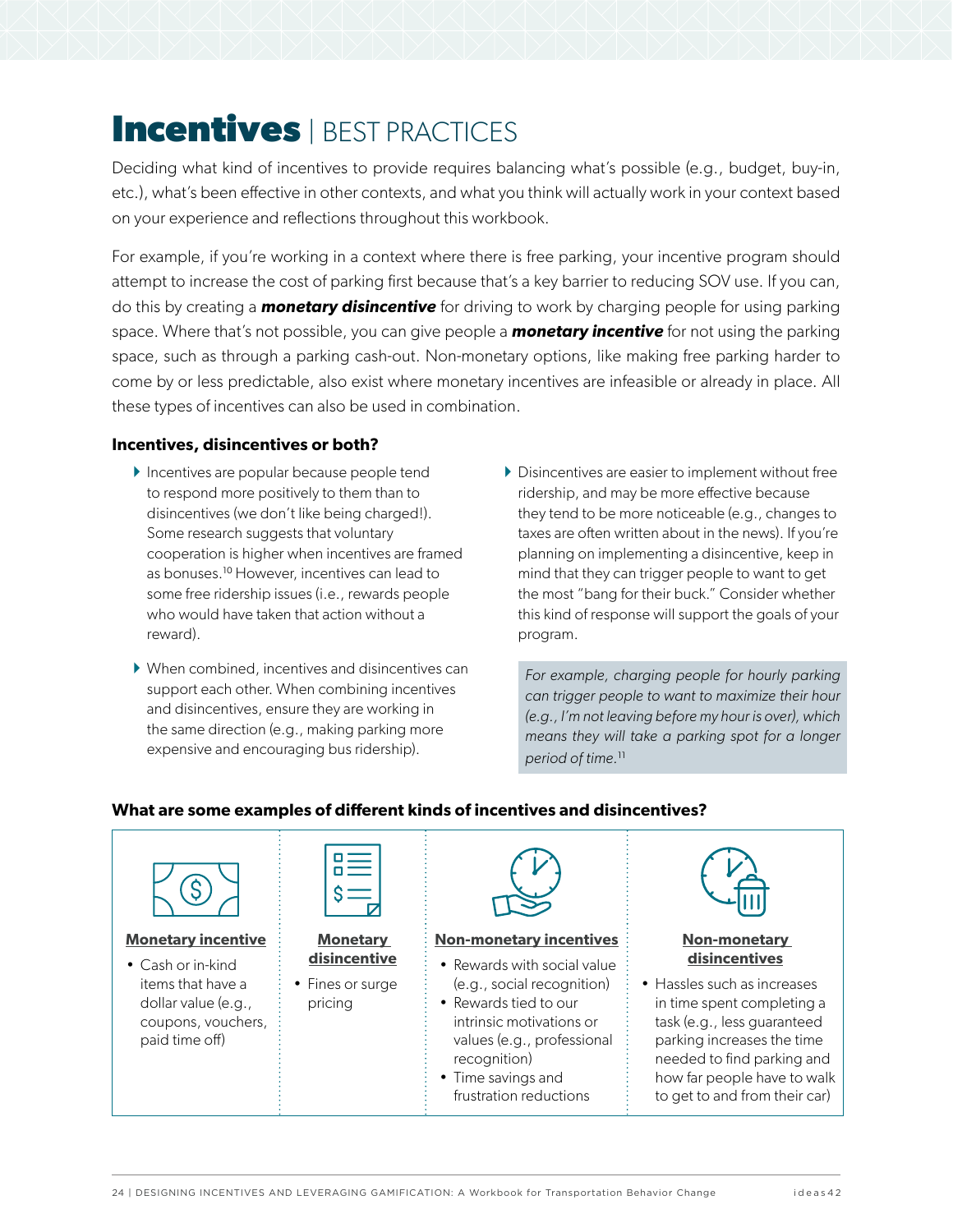# Incentives | BEST PRACTICES

Deciding what kind of incentives to provide requires balancing what's possible (e.g., budget, buy-in, etc.), what's been effective in other contexts, and what you think will actually work in your context based on your experience and reflections throughout this workbook.

For example, if you're working in a context where there is free parking, your incentive program should attempt to increase the cost of parking first because that's a key barrier to reducing SOV use. If you can, do this by creating a ***monetary disincentive*** for driving to work by charging people for using parking space. Where that's not possible, you can give people a ***monetary incentive*** for not using the parking space, such as through a parking cash-out. Non-monetary options, like making free parking harder to come by or less predictable, also exist where monetary incentives are infeasible or already in place. All these types of incentives can also be used in combination.

### Incentives, disincentives or both?

- Incentives are popular because people tend to respond more positively to them than to disincentives (we don't like being charged!). Some research suggests that voluntary cooperation is higher when incentives are framed as bonuses.[10] However, incentives can lead to some free ridership issues (i.e., rewards people who would have taken that action without a reward).
- When combined, incentives and disincentives can support each other. When combining incentives and disincentives, ensure they are working in the same direction (e.g., making parking more expensive and encouraging bus ridership).
- Disincentives are easier to implement without free ridership, and may be more effective because they tend to be more noticeable (e.g., changes to taxes are often written about in the news). If you're planning on implementing a disincentive, keep in mind that they can trigger people to want to get the most "bang for their buck." Consider whether this kind of response will support the goals of your program.

*For example, charging people for hourly parking can trigger people to want to maximize their hour (e.g., I'm not leaving before my hour is over), which means they will take a parking spot for a longer period of time.*[11]

### What are some examples of different kinds of incentives and disincentives?

**Monetary incentive**
- Cash or in-kind items that have a dollar value (e.g., coupons, vouchers, paid time off)

**Monetary disincentive**
- Fines or surge pricing

**Non-monetary incentives**
- Rewards with social value (e.g., social recognition)
- Rewards tied to our intrinsic motivations or values (e.g., professional recognition)
- Time savings and frustration reductions

**Non-monetary disincentives**
- Hassles such as increases in time spent completing a task (e.g., less guaranteed parking increases the time needed to find parking and how far people have to walk to get to and from their car)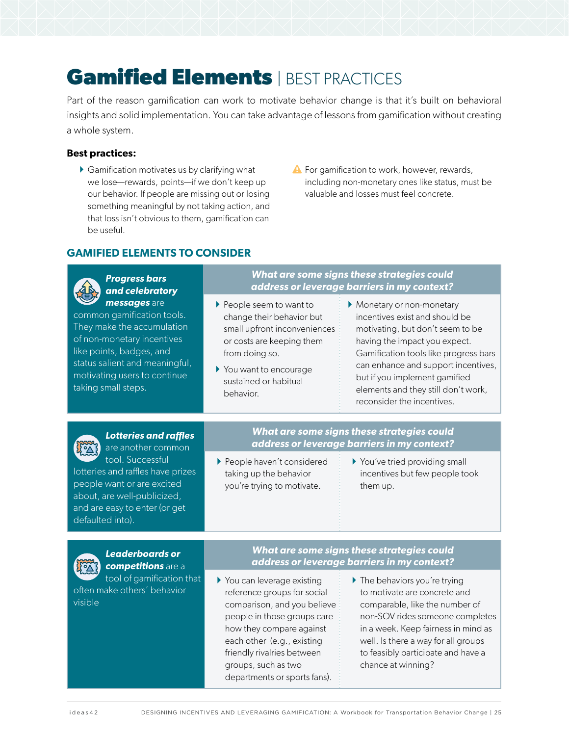# Gamified Elements | BEST PRACTICES

Part of the reason gamification can work to motivate behavior change is that it's built on behavioral insights and solid implementation. You can take advantage of lessons from gamification without creating a whole system.

**Best practices:**

- Gamification motivates us by clarifying what we lose—rewards, points—if we don't keep up our behavior. If people are missing out or losing something meaningful by not taking action, and that loss isn't obvious to them, gamification can be useful.
- ⚠ For gamification to work, however, rewards, including non-monetary ones like status, must be valuable and losses must feel concrete.

## GAMIFIED ELEMENTS TO CONSIDER

***Progress bars and celebratory messages*** are common gamification tools. They make the accumulation of non-monetary incentives like points, badges, and status salient and meaningful, motivating users to continue taking small steps.

***What are some signs these strategies could address or leverage barriers in my context?***

- People seem to want to change their behavior but small upfront inconveniences or costs are keeping them from doing so.
- You want to encourage sustained or habitual behavior.
- Monetary or non-monetary incentives exist and should be motivating, but don't seem to be having the impact you expect. Gamification tools like progress bars can enhance and support incentives, but if you implement gamified elements and they still don't work, reconsider the incentives.

***Lotteries and raffles*** are another common tool. Successful lotteries and raffles have prizes people want or are excited about, are well-publicized, and are easy to enter (or get defaulted into).

***What are some signs these strategies could address or leverage barriers in my context?***

- People haven't considered taking up the behavior you're trying to motivate.
- You've tried providing small incentives but few people took them up.

***Leaderboards or competitions*** are a tool of gamification that often make others' behavior visible

***What are some signs these strategies could address or leverage barriers in my context?***

- You can leverage existing reference groups for social comparison, and you believe people in those groups care how they compare against each other (e.g., existing friendly rivalries between groups, such as two departments or sports fans).
- The behaviors you're trying to motivate are concrete and comparable, like the number of non-SOV rides someone completes in a week. Keep fairness in mind as well. Is there a way for all groups to feasibly participate and have a chance at winning?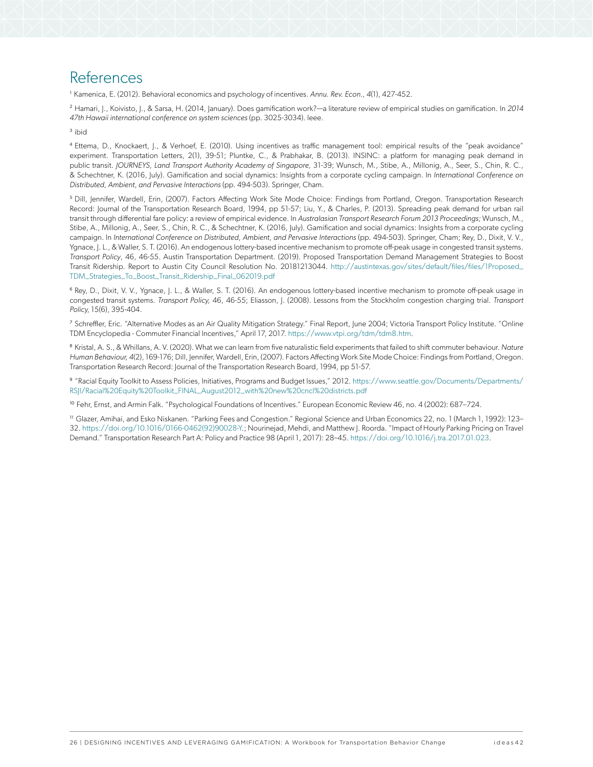# References

[1] Kamenica, E. (2012). Behavioral economics and psychology of incentives. *Annu. Rev. Econ.*, *4*(1), 427-452.

[2] Hamari, J., Koivisto, J., & Sarsa, H. (2014, January). Does gamification work?—a literature review of empirical studies on gamification. In *2014 47th Hawaii international conference on system sciences* (pp. 3025-3034). Ieee.

[3] ibid

[4] Ettema, D., Knockaert, J., & Verhoef, E. (2010). Using incentives as traffic management tool: empirical results of the "peak avoidance" experiment. Transportation Letters, 2(1), 39-51; Pluntke, C., & Prabhakar, B. (2013). INSINC: a platform for managing peak demand in public transit. *JOURNEYS, Land Transport Authority Academy of Singapore*, 31-39; Wunsch, M., Stibe, A., Millonig, A., Seer, S., Chin, R. C., & Schechtner, K. (2016, July). Gamification and social dynamics: Insights from a corporate cycling campaign. In *International Conference on Distributed, Ambient, and Pervasive Interactions* (pp. 494-503). Springer, Cham.

[5] Dill, Jennifer, Wardell, Erin, (2007). Factors Affecting Work Site Mode Choice: Findings from Portland, Oregon. Transportation Research Record: Journal of the Transportation Research Board, 1994, pp 51-57; Liu, Y., & Charles, P. (2013). Spreading peak demand for urban rail transit through differential fare policy: a review of empirical evidence. In *Australasian Transport Research Forum 2013 Proceedings;* Wunsch, M., Stibe, A., Millonig, A., Seer, S., Chin, R. C., & Schechtner, K. (2016, July). Gamification and social dynamics: Insights from a corporate cycling campaign. In *International Conference on Distributed, Ambient, and Pervasive Interactions* (pp. 494-503). Springer, Cham; Rey, D., Dixit, V. V., Ygnace, J. L., & Waller, S. T. (2016). An endogenous lottery-based incentive mechanism to promote off-peak usage in congested transit systems. *Transport Policy*, 46, 46-55. Austin Transportation Department. (2019). Proposed Transportation Demand Management Strategies to Boost Transit Ridership. Report to Austin City Council Resolution No. 20181213044. http://austintexas.gov/sites/default/files/files/1Proposed_TDM_Strategies_To_Boost_Transit_Ridership_Final_062019.pdf

[6] Rey, D., Dixit, V. V., Ygnace, J. L., & Waller, S. T. (2016). An endogenous lottery-based incentive mechanism to promote off-peak usage in congested transit systems. *Transport Policy,* 46, 46-55; Eliasson, J. (2008). Lessons from the Stockholm congestion charging trial. *Transport Policy,* 15(6), 395-404.

[7] Schreffler, Eric. "Alternative Modes as an Air Quality Mitigation Strategy." Final Report, June 2004; Victoria Transport Policy Institute. "Online TDM Encyclopedia - Commuter Financial Incentives," April 17, 2017. https://www.vtpi.org/tdm/tdm8.htm.

[8] Kristal, A. S., & Whillans, A. V. (2020). What we can learn from five naturalistic field experiments that failed to shift commuter behaviour. *Nature Human Behaviour, 4*(2), 169-176; Dill, Jennifer, Wardell, Erin, (2007). Factors Affecting Work Site Mode Choice: Findings from Portland, Oregon. Transportation Research Record: Journal of the Transportation Research Board, 1994, pp 51-57.

[9] "Racial Equity Toolkit to Assess Policies, Initiatives, Programs and Budget Issues," 2012. https://www.seattle.gov/Documents/Departments/RSJI/Racial%20Equity%20Toolkit_FINAL_August2012_with%20new%20cncl%20districts.pdf

[10] Fehr, Ernst, and Armin Falk. "Psychological Foundations of Incentives." European Economic Review 46, no. 4 (2002): 687–724.

[11] Glazer, Amihai, and Esko Niskanen. "Parking Fees and Congestion." Regional Science and Urban Economics 22, no. 1 (March 1, 1992): 123–32. https://doi.org/10.1016/0166-0462(92)90028-Y.; Nourinejad, Mehdi, and Matthew J. Roorda. "Impact of Hourly Parking Pricing on Travel Demand." Transportation Research Part A: Policy and Practice 98 (April 1, 2017): 28–45. https://doi.org/10.1016/j.tra.2017.01.023.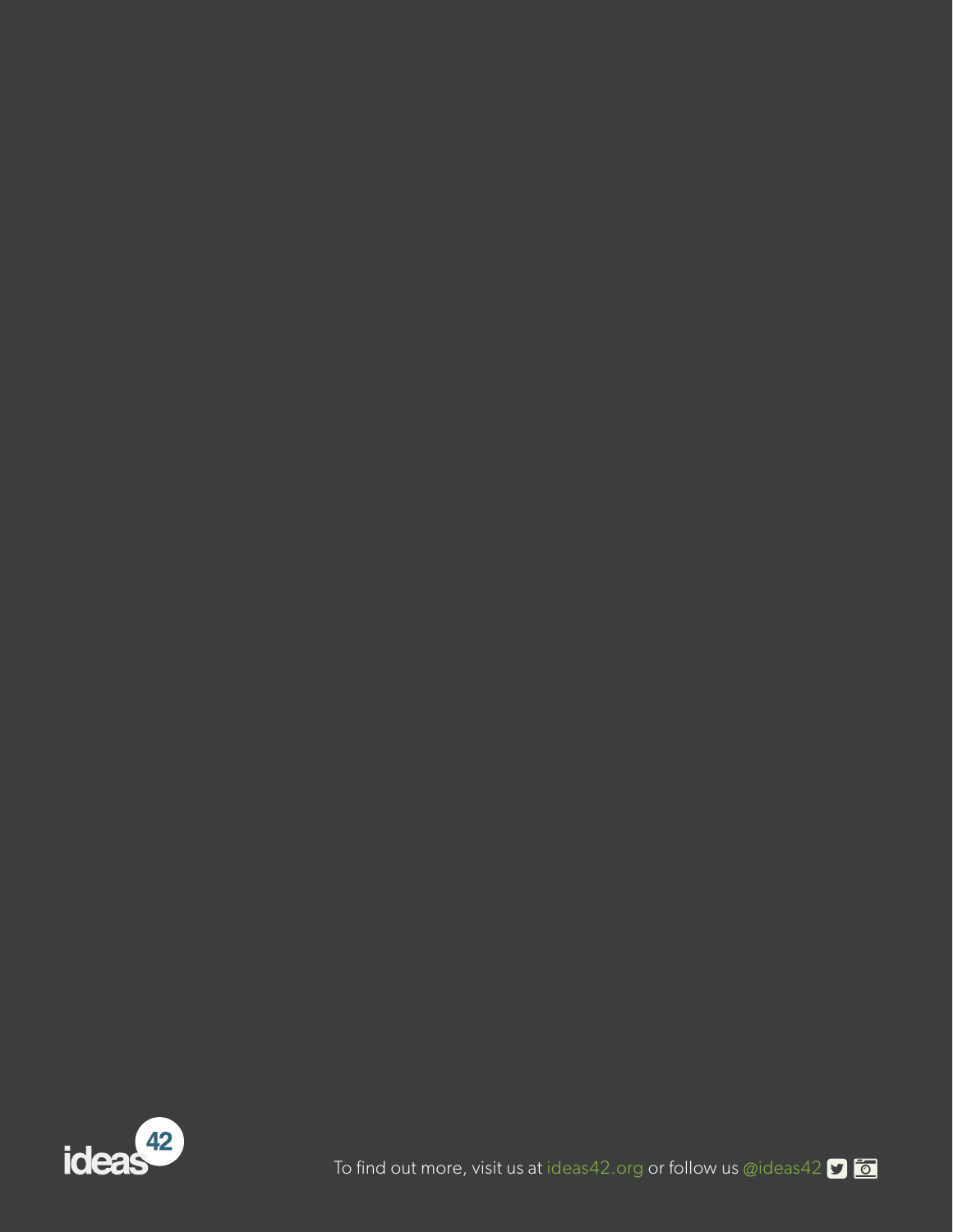ideas42

To find out more, visit us at ideas42.org or follow us @ideas42